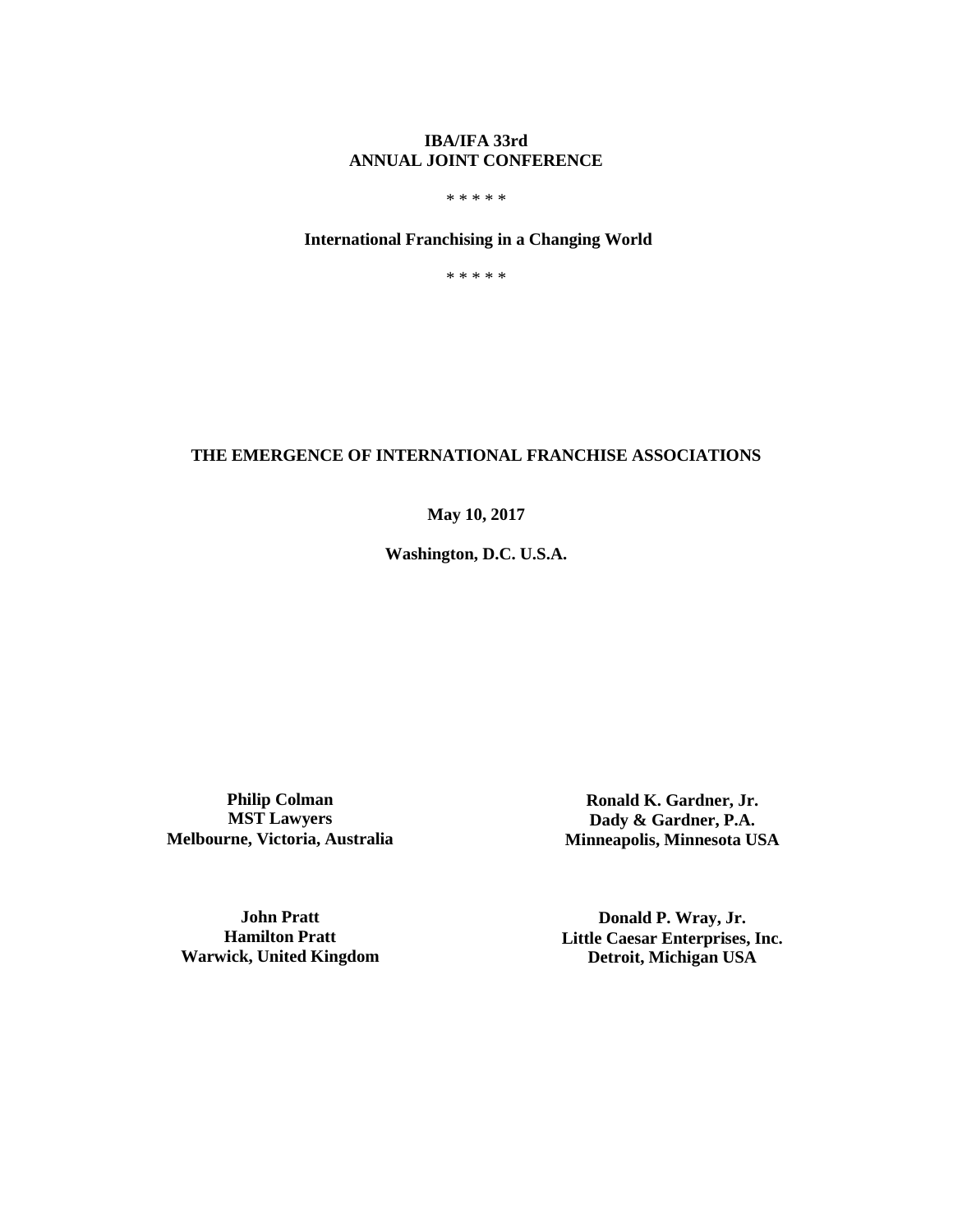**IBA/IFA 33rd**
**ANNUAL JOINT CONFERENCE**

* * * * *

**International Franchising in a Changing World**

* * * * *

# THE EMERGENCE OF INTERNATIONAL FRANCHISE ASSOCIATIONS

**May 10, 2017**

**Washington, D.C. U.S.A.**

**Philip Colman**
**MST Lawyers**
**Melbourne, Victoria, Australia**

**Ronald K. Gardner, Jr.**
**Dady & Gardner, P.A.**
**Minneapolis, Minnesota USA**

**John Pratt**
**Hamilton Pratt**
**Warwick, United Kingdom**

**Donald P. Wray, Jr.**
**Little Caesar Enterprises, Inc.**
**Detroit, Michigan USA**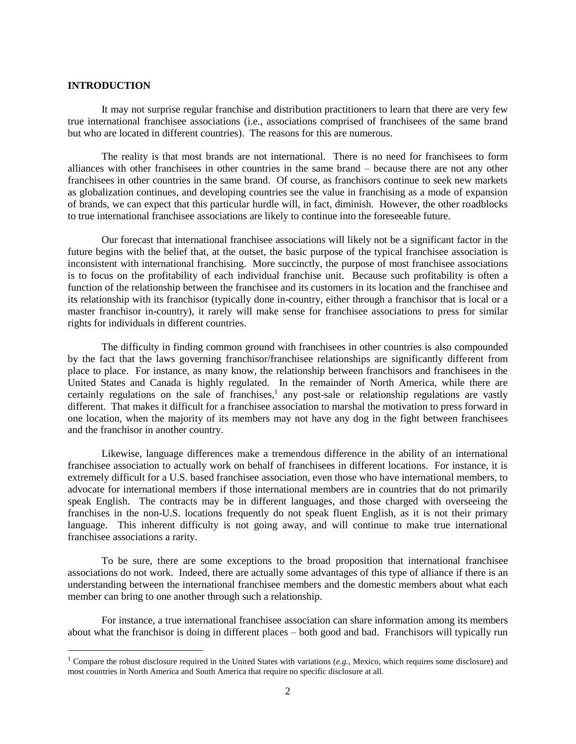**INTRODUCTION**

It may not surprise regular franchise and distribution practitioners to learn that there are very few true international franchisee associations (i.e., associations comprised of franchisees of the same brand but who are located in different countries). The reasons for this are numerous.

The reality is that most brands are not international. There is no need for franchisees to form alliances with other franchisees in other countries in the same brand – because there are not any other franchisees in other countries in the same brand. Of course, as franchisors continue to seek new markets as globalization continues, and developing countries see the value in franchising as a mode of expansion of brands, we can expect that this particular hurdle will, in fact, diminish. However, the other roadblocks to true international franchisee associations are likely to continue into the foreseeable future.

Our forecast that international franchisee associations will likely not be a significant factor in the future begins with the belief that, at the outset, the basic purpose of the typical franchisee association is inconsistent with international franchising. More succinctly, the purpose of most franchisee associations is to focus on the profitability of each individual franchise unit. Because such profitability is often a function of the relationship between the franchisee and its customers in its location and the franchisee and its relationship with its franchisor (typically done in-country, either through a franchisor that is local or a master franchisor in-country), it rarely will make sense for franchisee associations to press for similar rights for individuals in different countries.

The difficulty in finding common ground with franchisees in other countries is also compounded by the fact that the laws governing franchisor/franchisee relationships are significantly different from place to place. For instance, as many know, the relationship between franchisors and franchisees in the United States and Canada is highly regulated. In the remainder of North America, while there are certainly regulations on the sale of franchises,[1] any post-sale or relationship regulations are vastly different. That makes it difficult for a franchisee association to marshal the motivation to press forward in one location, when the majority of its members may not have any dog in the fight between franchisees and the franchisor in another country.

Likewise, language differences make a tremendous difference in the ability of an international franchisee association to actually work on behalf of franchisees in different locations. For instance, it is extremely difficult for a U.S. based franchisee association, even those who have international members, to advocate for international members if those international members are in countries that do not primarily speak English. The contracts may be in different languages, and those charged with overseeing the franchises in the non-U.S. locations frequently do not speak fluent English, as it is not their primary language. This inherent difficulty is not going away, and will continue to make true international franchisee associations a rarity.

To be sure, there are some exceptions to the broad proposition that international franchisee associations do not work. Indeed, there are actually some advantages of this type of alliance if there is an understanding between the international franchisee members and the domestic members about what each member can bring to one another through such a relationship.

For instance, a true international franchisee association can share information among its members about what the franchisor is doing in different places – both good and bad. Franchisors will typically run

[1] Compare the robust disclosure required in the United States with variations (*e.g.,* Mexico, which requires some disclosure) and most countries in North America and South America that require no specific disclosure at all.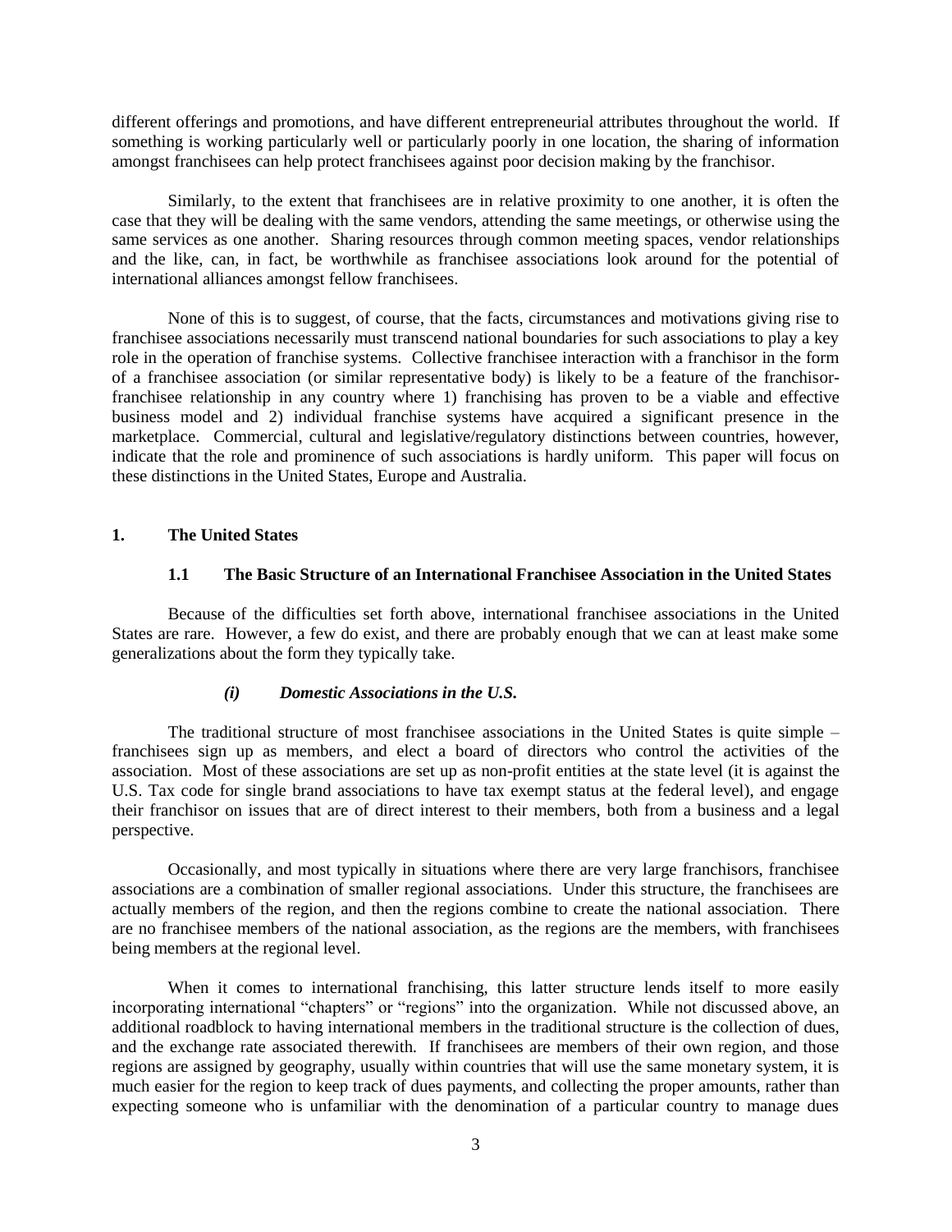different offerings and promotions, and have different entrepreneurial attributes throughout the world. If something is working particularly well or particularly poorly in one location, the sharing of information amongst franchisees can help protect franchisees against poor decision making by the franchisor.

Similarly, to the extent that franchisees are in relative proximity to one another, it is often the case that they will be dealing with the same vendors, attending the same meetings, or otherwise using the same services as one another. Sharing resources through common meeting spaces, vendor relationships and the like, can, in fact, be worthwhile as franchisee associations look around for the potential of international alliances amongst fellow franchisees.

None of this is to suggest, of course, that the facts, circumstances and motivations giving rise to franchisee associations necessarily must transcend national boundaries for such associations to play a key role in the operation of franchise systems. Collective franchisee interaction with a franchisor in the form of a franchisee association (or similar representative body) is likely to be a feature of the franchisor-franchisee relationship in any country where 1) franchising has proven to be a viable and effective business model and 2) individual franchise systems have acquired a significant presence in the marketplace. Commercial, cultural and legislative/regulatory distinctions between countries, however, indicate that the role and prominence of such associations is hardly uniform. This paper will focus on these distinctions in the United States, Europe and Australia.

## 1. The United States

### 1.1 The Basic Structure of an International Franchisee Association in the United States

Because of the difficulties set forth above, international franchisee associations in the United States are rare. However, a few do exist, and there are probably enough that we can at least make some generalizations about the form they typically take.

#### *(i) Domestic Associations in the U.S.*

The traditional structure of most franchisee associations in the United States is quite simple – franchisees sign up as members, and elect a board of directors who control the activities of the association. Most of these associations are set up as non-profit entities at the state level (it is against the U.S. Tax code for single brand associations to have tax exempt status at the federal level), and engage their franchisor on issues that are of direct interest to their members, both from a business and a legal perspective.

Occasionally, and most typically in situations where there are very large franchisors, franchisee associations are a combination of smaller regional associations. Under this structure, the franchisees are actually members of the region, and then the regions combine to create the national association. There are no franchisee members of the national association, as the regions are the members, with franchisees being members at the regional level.

When it comes to international franchising, this latter structure lends itself to more easily incorporating international "chapters" or "regions" into the organization. While not discussed above, an additional roadblock to having international members in the traditional structure is the collection of dues, and the exchange rate associated therewith. If franchisees are members of their own region, and those regions are assigned by geography, usually within countries that will use the same monetary system, it is much easier for the region to keep track of dues payments, and collecting the proper amounts, rather than expecting someone who is unfamiliar with the denomination of a particular country to manage dues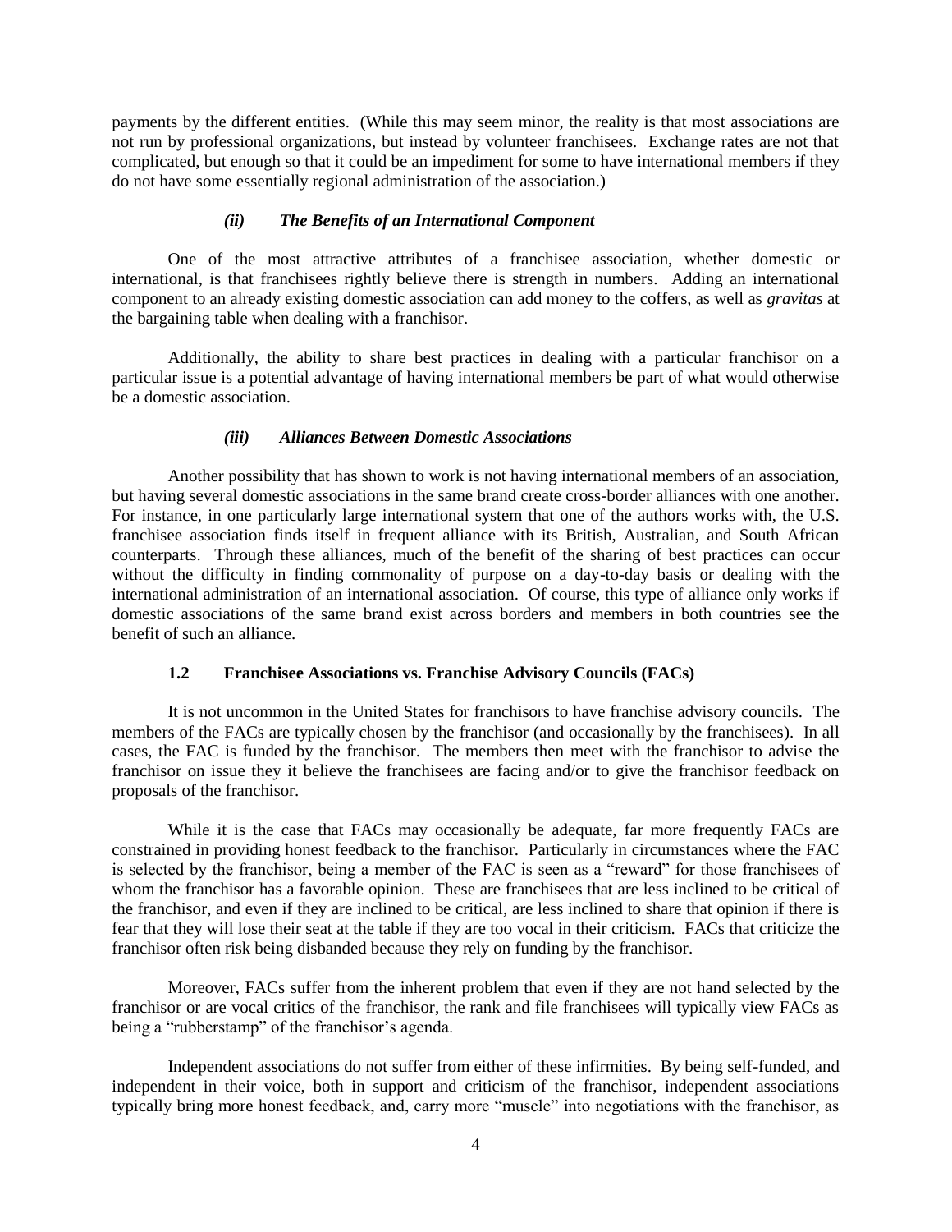payments by the different entities. (While this may seem minor, the reality is that most associations are not run by professional organizations, but instead by volunteer franchisees. Exchange rates are not that complicated, but enough so that it could be an impediment for some to have international members if they do not have some essentially regional administration of the association.)

#### *(ii) The Benefits of an International Component*

One of the most attractive attributes of a franchisee association, whether domestic or international, is that franchisees rightly believe there is strength in numbers. Adding an international component to an already existing domestic association can add money to the coffers, as well as *gravitas* at the bargaining table when dealing with a franchisor.

Additionally, the ability to share best practices in dealing with a particular franchisor on a particular issue is a potential advantage of having international members be part of what would otherwise be a domestic association.

#### *(iii) Alliances Between Domestic Associations*

Another possibility that has shown to work is not having international members of an association, but having several domestic associations in the same brand create cross-border alliances with one another. For instance, in one particularly large international system that one of the authors works with, the U.S. franchisee association finds itself in frequent alliance with its British, Australian, and South African counterparts. Through these alliances, much of the benefit of the sharing of best practices can occur without the difficulty in finding commonality of purpose on a day-to-day basis or dealing with the international administration of an international association. Of course, this type of alliance only works if domestic associations of the same brand exist across borders and members in both countries see the benefit of such an alliance.

### 1.2 Franchisee Associations vs. Franchise Advisory Councils (FACs)

It is not uncommon in the United States for franchisors to have franchise advisory councils. The members of the FACs are typically chosen by the franchisor (and occasionally by the franchisees). In all cases, the FAC is funded by the franchisor. The members then meet with the franchisor to advise the franchisor on issue they it believe the franchisees are facing and/or to give the franchisor feedback on proposals of the franchisor.

While it is the case that FACs may occasionally be adequate, far more frequently FACs are constrained in providing honest feedback to the franchisor. Particularly in circumstances where the FAC is selected by the franchisor, being a member of the FAC is seen as a "reward" for those franchisees of whom the franchisor has a favorable opinion. These are franchisees that are less inclined to be critical of the franchisor, and even if they are inclined to be critical, are less inclined to share that opinion if there is fear that they will lose their seat at the table if they are too vocal in their criticism. FACs that criticize the franchisor often risk being disbanded because they rely on funding by the franchisor.

Moreover, FACs suffer from the inherent problem that even if they are not hand selected by the franchisor or are vocal critics of the franchisor, the rank and file franchisees will typically view FACs as being a "rubberstamp" of the franchisor's agenda.

Independent associations do not suffer from either of these infirmities. By being self-funded, and independent in their voice, both in support and criticism of the franchisor, independent associations typically bring more honest feedback, and, carry more "muscle" into negotiations with the franchisor, as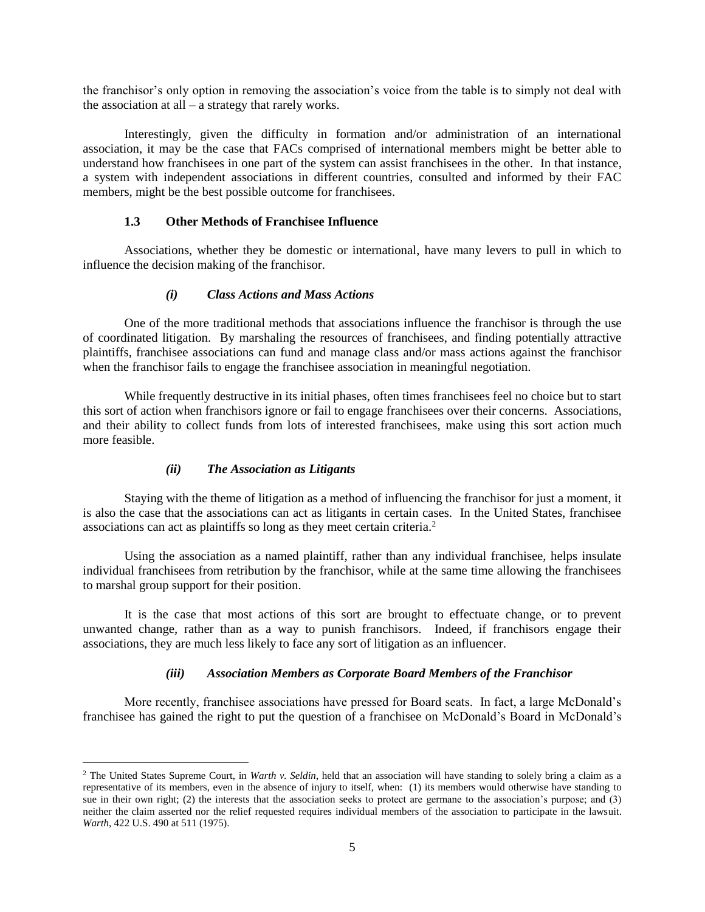the franchisor's only option in removing the association's voice from the table is to simply not deal with the association at all – a strategy that rarely works.

Interestingly, given the difficulty in formation and/or administration of an international association, it may be the case that FACs comprised of international members might be better able to understand how franchisees in one part of the system can assist franchisees in the other. In that instance, a system with independent associations in different countries, consulted and informed by their FAC members, might be the best possible outcome for franchisees.

### 1.3 Other Methods of Franchisee Influence

Associations, whether they be domestic or international, have many levers to pull in which to influence the decision making of the franchisor.

#### *(i) Class Actions and Mass Actions*

One of the more traditional methods that associations influence the franchisor is through the use of coordinated litigation. By marshaling the resources of franchisees, and finding potentially attractive plaintiffs, franchisee associations can fund and manage class and/or mass actions against the franchisor when the franchisor fails to engage the franchisee association in meaningful negotiation.

While frequently destructive in its initial phases, often times franchisees feel no choice but to start this sort of action when franchisors ignore or fail to engage franchisees over their concerns. Associations, and their ability to collect funds from lots of interested franchisees, make using this sort action much more feasible.

#### *(ii) The Association as Litigants*

Staying with the theme of litigation as a method of influencing the franchisor for just a moment, it is also the case that the associations can act as litigants in certain cases. In the United States, franchisee associations can act as plaintiffs so long as they meet certain criteria.[2]

Using the association as a named plaintiff, rather than any individual franchisee, helps insulate individual franchisees from retribution by the franchisor, while at the same time allowing the franchisees to marshal group support for their position.

It is the case that most actions of this sort are brought to effectuate change, or to prevent unwanted change, rather than as a way to punish franchisors. Indeed, if franchisors engage their associations, they are much less likely to face any sort of litigation as an influencer.

#### *(iii) Association Members as Corporate Board Members of the Franchisor*

More recently, franchisee associations have pressed for Board seats. In fact, a large McDonald's franchisee has gained the right to put the question of a franchisee on McDonald's Board in McDonald's

---

[2] The United States Supreme Court, in *Warth v. Seldin*, held that an association will have standing to solely bring a claim as a representative of its members, even in the absence of injury to itself, when: (1) its members would otherwise have standing to sue in their own right; (2) the interests that the association seeks to protect are germane to the association's purpose; and (3) neither the claim asserted nor the relief requested requires individual members of the association to participate in the lawsuit. *Warth*, 422 U.S. 490 at 511 (1975).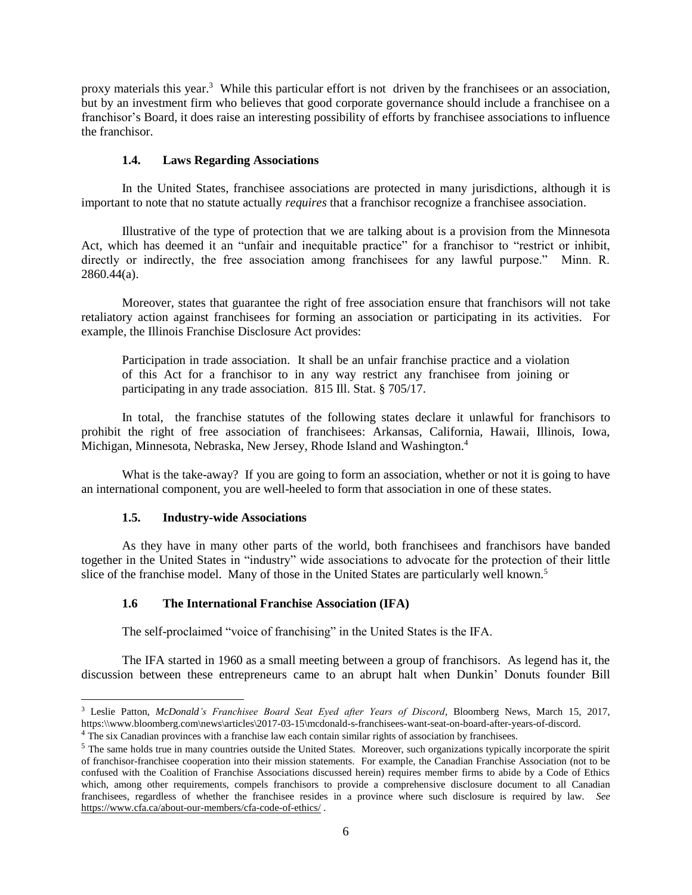proxy materials this year.[3] While this particular effort is not driven by the franchisees or an association, but by an investment firm who believes that good corporate governance should include a franchisee on a franchisor's Board, it does raise an interesting possibility of efforts by franchisee associations to influence the franchisor.

### 1.4. Laws Regarding Associations

In the United States, franchisee associations are protected in many jurisdictions, although it is important to note that no statute actually *requires* that a franchisor recognize a franchisee association.

Illustrative of the type of protection that we are talking about is a provision from the Minnesota Act, which has deemed it an "unfair and inequitable practice" for a franchisor to "restrict or inhibit, directly or indirectly, the free association among franchisees for any lawful purpose." Minn. R. 2860.44(a).

Moreover, states that guarantee the right of free association ensure that franchisors will not take retaliatory action against franchisees for forming an association or participating in its activities. For example, the Illinois Franchise Disclosure Act provides:

> Participation in trade association. It shall be an unfair franchise practice and a violation of this Act for a franchisor to in any way restrict any franchisee from joining or participating in any trade association. 815 Ill. Stat. § 705/17.

In total, the franchise statutes of the following states declare it unlawful for franchisors to prohibit the right of free association of franchisees: Arkansas, California, Hawaii, Illinois, Iowa, Michigan, Minnesota, Nebraska, New Jersey, Rhode Island and Washington.[4]

What is the take-away? If you are going to form an association, whether or not it is going to have an international component, you are well-heeled to form that association in one of these states.

### 1.5. Industry-wide Associations

As they have in many other parts of the world, both franchisees and franchisors have banded together in the United States in "industry" wide associations to advocate for the protection of their little slice of the franchise model. Many of those in the United States are particularly well known.[5]

### 1.6 The International Franchise Association (IFA)

The self-proclaimed "voice of franchising" in the United States is the IFA.

The IFA started in 1960 as a small meeting between a group of franchisors. As legend has it, the discussion between these entrepreneurs came to an abrupt halt when Dunkin' Donuts founder Bill

---

[3] Leslie Patton, *McDonald's Franchisee Board Seat Eyed after Years of Discord*, Bloomberg News, March 15, 2017, https:\\www.bloomberg.com\news\articles\2017-03-15\mcdonald-s-franchisees-want-seat-on-board-after-years-of-discord.

[4] The six Canadian provinces with a franchise law each contain similar rights of association by franchisees.

[5] The same holds true in many countries outside the United States. Moreover, such organizations typically incorporate the spirit of franchisor-franchisee cooperation into their mission statements. For example, the Canadian Franchise Association (not to be confused with the Coalition of Franchise Associations discussed herein) requires member firms to abide by a Code of Ethics which, among other requirements, compels franchisors to provide a comprehensive disclosure document to all Canadian franchisees, regardless of whether the franchisee resides in a province where such disclosure is required by law. *See* https://www.cfa.ca/about-our-members/cfa-code-of-ethics/ .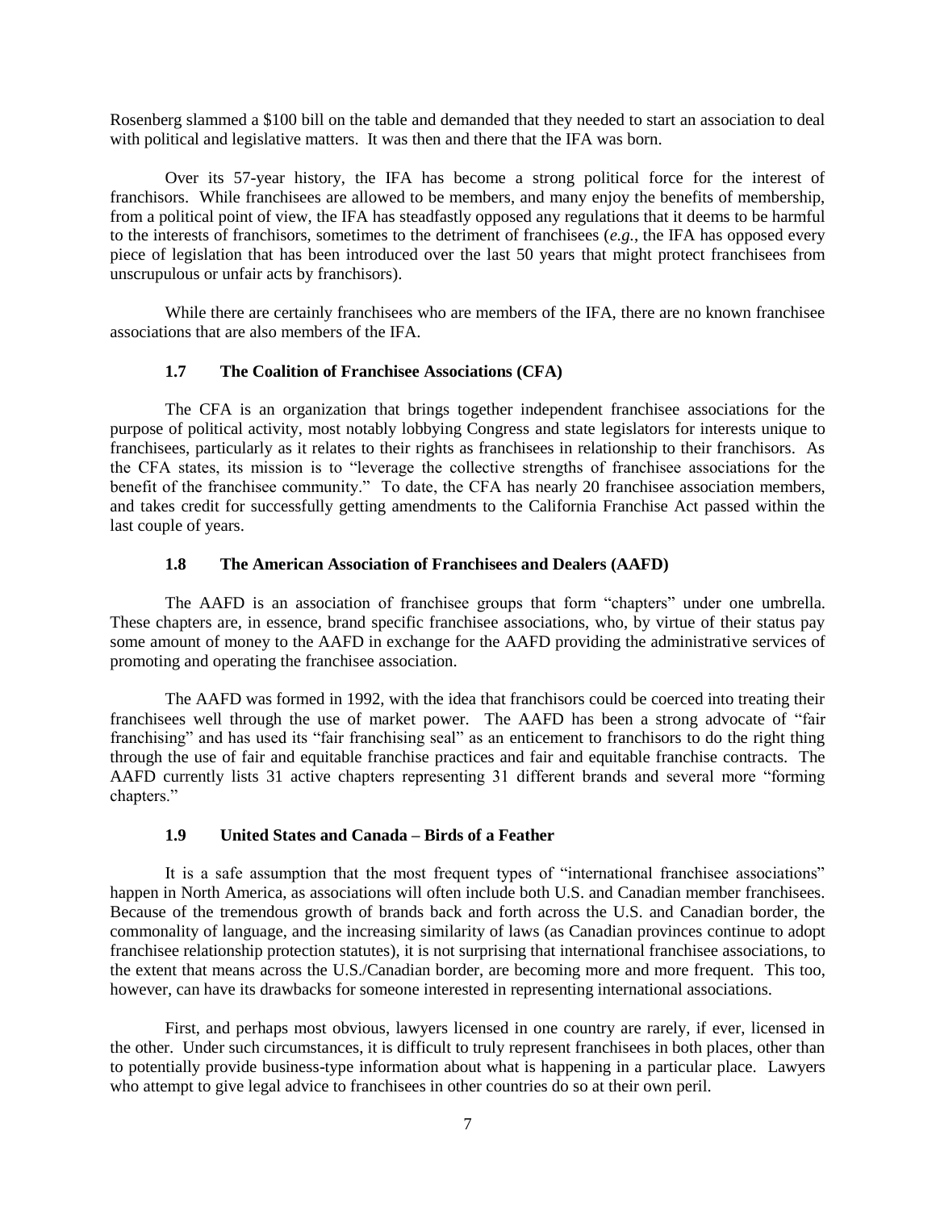Rosenberg slammed a $100 bill on the table and demanded that they needed to start an association to deal with political and legislative matters. It was then and there that the IFA was born.

Over its 57-year history, the IFA has become a strong political force for the interest of franchisors. While franchisees are allowed to be members, and many enjoy the benefits of membership, from a political point of view, the IFA has steadfastly opposed any regulations that it deems to be harmful to the interests of franchisors, sometimes to the detriment of franchisees (*e.g.*, the IFA has opposed every piece of legislation that has been introduced over the last 50 years that might protect franchisees from unscrupulous or unfair acts by franchisors).

While there are certainly franchisees who are members of the IFA, there are no known franchisee associations that are also members of the IFA.

### 1.7 The Coalition of Franchisee Associations (CFA)

The CFA is an organization that brings together independent franchisee associations for the purpose of political activity, most notably lobbying Congress and state legislators for interests unique to franchisees, particularly as it relates to their rights as franchisees in relationship to their franchisors. As the CFA states, its mission is to "leverage the collective strengths of franchisee associations for the benefit of the franchisee community." To date, the CFA has nearly 20 franchisee association members, and takes credit for successfully getting amendments to the California Franchise Act passed within the last couple of years.

### 1.8 The American Association of Franchisees and Dealers (AAFD)

The AAFD is an association of franchisee groups that form "chapters" under one umbrella. These chapters are, in essence, brand specific franchisee associations, who, by virtue of their status pay some amount of money to the AAFD in exchange for the AAFD providing the administrative services of promoting and operating the franchisee association.

The AAFD was formed in 1992, with the idea that franchisors could be coerced into treating their franchisees well through the use of market power. The AAFD has been a strong advocate of "fair franchising" and has used its "fair franchising seal" as an enticement to franchisors to do the right thing through the use of fair and equitable franchise practices and fair and equitable franchise contracts. The AAFD currently lists 31 active chapters representing 31 different brands and several more "forming chapters."

### 1.9 United States and Canada – Birds of a Feather

It is a safe assumption that the most frequent types of "international franchisee associations" happen in North America, as associations will often include both U.S. and Canadian member franchisees. Because of the tremendous growth of brands back and forth across the U.S. and Canadian border, the commonality of language, and the increasing similarity of laws (as Canadian provinces continue to adopt franchisee relationship protection statutes), it is not surprising that international franchisee associations, to the extent that means across the U.S./Canadian border, are becoming more and more frequent. This too, however, can have its drawbacks for someone interested in representing international associations.

First, and perhaps most obvious, lawyers licensed in one country are rarely, if ever, licensed in the other. Under such circumstances, it is difficult to truly represent franchisees in both places, other than to potentially provide business-type information about what is happening in a particular place. Lawyers who attempt to give legal advice to franchisees in other countries do so at their own peril.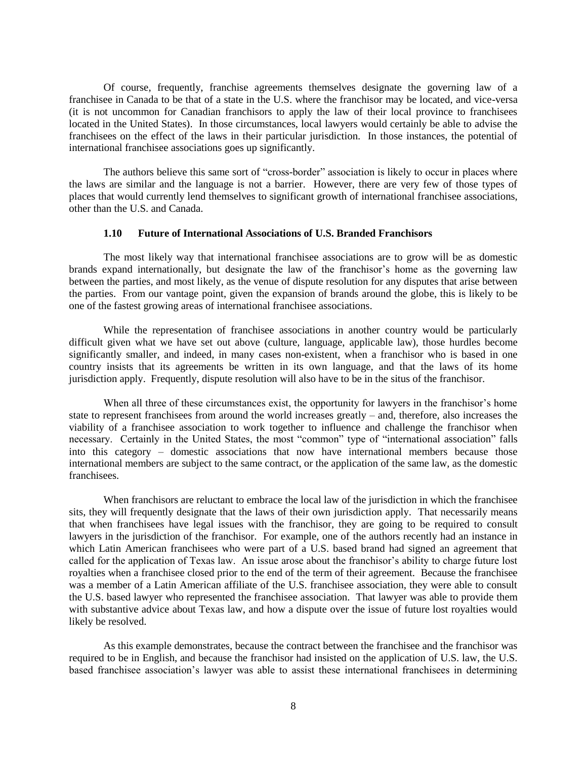Of course, frequently, franchise agreements themselves designate the governing law of a franchisee in Canada to be that of a state in the U.S. where the franchisor may be located, and vice-versa (it is not uncommon for Canadian franchisors to apply the law of their local province to franchisees located in the United States). In those circumstances, local lawyers would certainly be able to advise the franchisees on the effect of the laws in their particular jurisdiction. In those instances, the potential of international franchisee associations goes up significantly.

The authors believe this same sort of "cross-border" association is likely to occur in places where the laws are similar and the language is not a barrier. However, there are very few of those types of places that would currently lend themselves to significant growth of international franchisee associations, other than the U.S. and Canada.

### 1.10 Future of International Associations of U.S. Branded Franchisors

The most likely way that international franchisee associations are to grow will be as domestic brands expand internationally, but designate the law of the franchisor's home as the governing law between the parties, and most likely, as the venue of dispute resolution for any disputes that arise between the parties. From our vantage point, given the expansion of brands around the globe, this is likely to be one of the fastest growing areas of international franchisee associations.

While the representation of franchisee associations in another country would be particularly difficult given what we have set out above (culture, language, applicable law), those hurdles become significantly smaller, and indeed, in many cases non-existent, when a franchisor who is based in one country insists that its agreements be written in its own language, and that the laws of its home jurisdiction apply. Frequently, dispute resolution will also have to be in the situs of the franchisor.

When all three of these circumstances exist, the opportunity for lawyers in the franchisor's home state to represent franchisees from around the world increases greatly – and, therefore, also increases the viability of a franchisee association to work together to influence and challenge the franchisor when necessary. Certainly in the United States, the most "common" type of "international association" falls into this category – domestic associations that now have international members because those international members are subject to the same contract, or the application of the same law, as the domestic franchisees.

When franchisors are reluctant to embrace the local law of the jurisdiction in which the franchisee sits, they will frequently designate that the laws of their own jurisdiction apply. That necessarily means that when franchisees have legal issues with the franchisor, they are going to be required to consult lawyers in the jurisdiction of the franchisor. For example, one of the authors recently had an instance in which Latin American franchisees who were part of a U.S. based brand had signed an agreement that called for the application of Texas law. An issue arose about the franchisor's ability to charge future lost royalties when a franchisee closed prior to the end of the term of their agreement. Because the franchisee was a member of a Latin American affiliate of the U.S. franchisee association, they were able to consult the U.S. based lawyer who represented the franchisee association. That lawyer was able to provide them with substantive advice about Texas law, and how a dispute over the issue of future lost royalties would likely be resolved.

As this example demonstrates, because the contract between the franchisee and the franchisor was required to be in English, and because the franchisor had insisted on the application of U.S. law, the U.S. based franchisee association's lawyer was able to assist these international franchisees in determining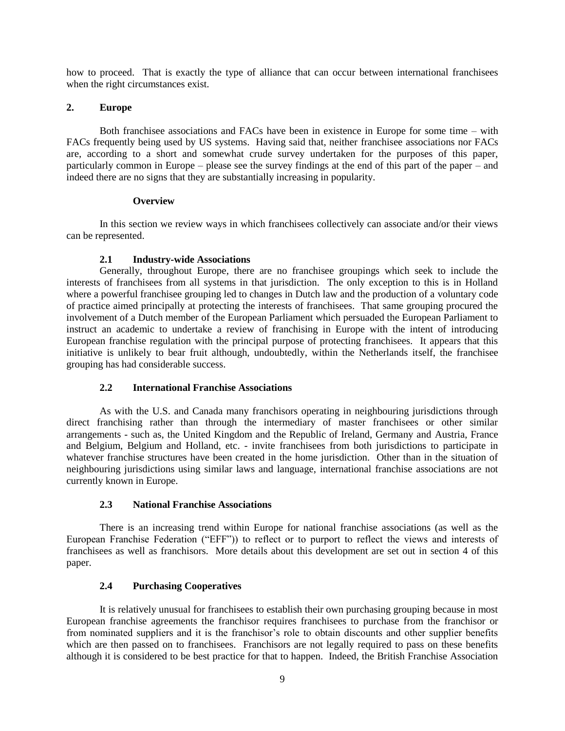how to proceed. That is exactly the type of alliance that can occur between international franchisees when the right circumstances exist.

## 2. Europe

Both franchisee associations and FACs have been in existence in Europe for some time – with FACs frequently being used by US systems. Having said that, neither franchisee associations nor FACs are, according to a short and somewhat crude survey undertaken for the purposes of this paper, particularly common in Europe – please see the survey findings at the end of this part of the paper – and indeed there are no signs that they are substantially increasing in popularity.

### Overview

In this section we review ways in which franchisees collectively can associate and/or their views can be represented.

### 2.1 Industry-wide Associations

Generally, throughout Europe, there are no franchisee groupings which seek to include the interests of franchisees from all systems in that jurisdiction. The only exception to this is in Holland where a powerful franchisee grouping led to changes in Dutch law and the production of a voluntary code of practice aimed principally at protecting the interests of franchisees. That same grouping procured the involvement of a Dutch member of the European Parliament which persuaded the European Parliament to instruct an academic to undertake a review of franchising in Europe with the intent of introducing European franchise regulation with the principal purpose of protecting franchisees. It appears that this initiative is unlikely to bear fruit although, undoubtedly, within the Netherlands itself, the franchisee grouping has had considerable success.

### 2.2 International Franchise Associations

As with the U.S. and Canada many franchisors operating in neighbouring jurisdictions through direct franchising rather than through the intermediary of master franchisees or other similar arrangements - such as, the United Kingdom and the Republic of Ireland, Germany and Austria, France and Belgium, Belgium and Holland, etc. - invite franchisees from both jurisdictions to participate in whatever franchise structures have been created in the home jurisdiction. Other than in the situation of neighbouring jurisdictions using similar laws and language, international franchise associations are not currently known in Europe.

### 2.3 National Franchise Associations

There is an increasing trend within Europe for national franchise associations (as well as the European Franchise Federation ("EFF")) to reflect or to purport to reflect the views and interests of franchisees as well as franchisors. More details about this development are set out in section 4 of this paper.

### 2.4 Purchasing Cooperatives

It is relatively unusual for franchisees to establish their own purchasing grouping because in most European franchise agreements the franchisor requires franchisees to purchase from the franchisor or from nominated suppliers and it is the franchisor's role to obtain discounts and other supplier benefits which are then passed on to franchisees. Franchisors are not legally required to pass on these benefits although it is considered to be best practice for that to happen. Indeed, the British Franchise Association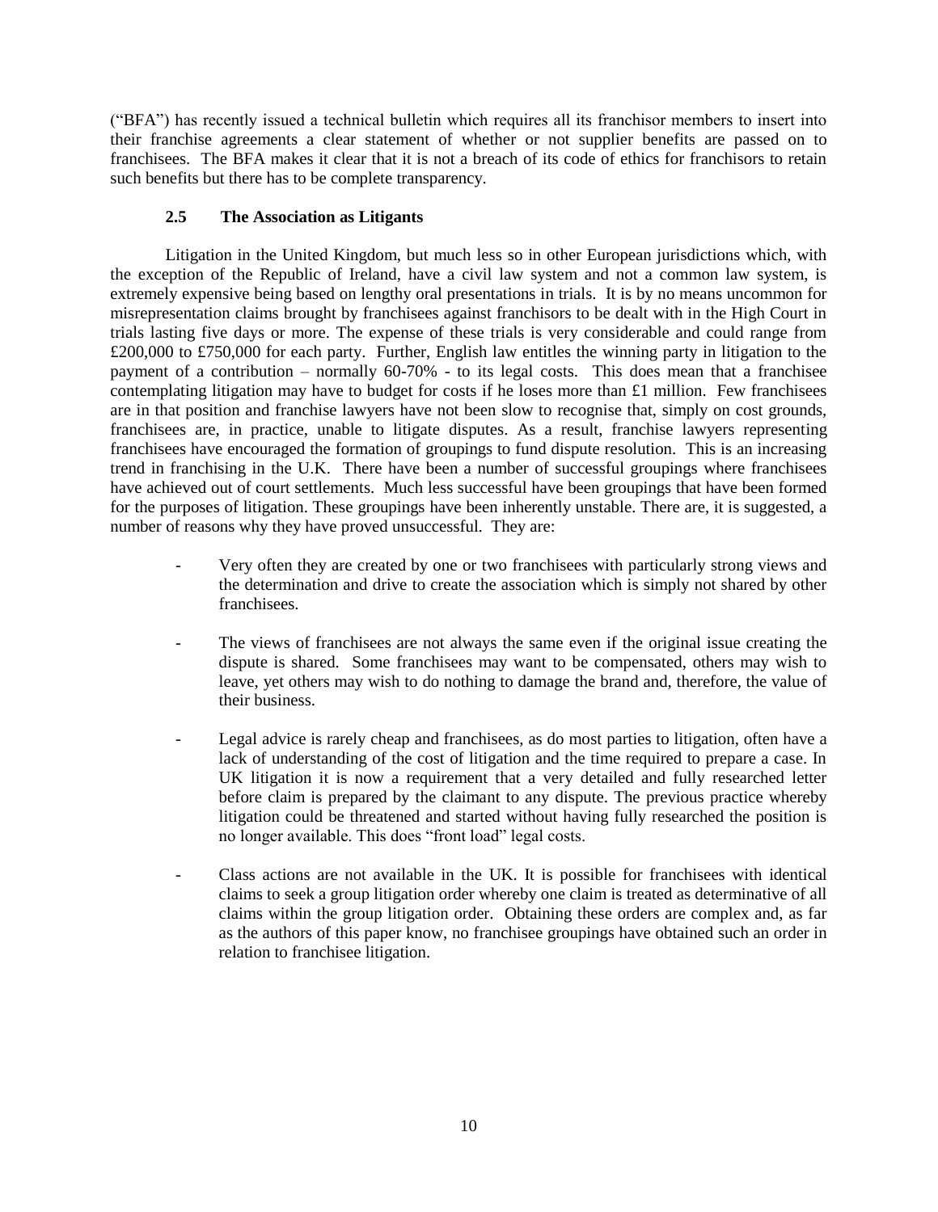("BFA") has recently issued a technical bulletin which requires all its franchisor members to insert into their franchise agreements a clear statement of whether or not supplier benefits are passed on to franchisees. The BFA makes it clear that it is not a breach of its code of ethics for franchisors to retain such benefits but there has to be complete transparency.

### 2.5 The Association as Litigants

Litigation in the United Kingdom, but much less so in other European jurisdictions which, with the exception of the Republic of Ireland, have a civil law system and not a common law system, is extremely expensive being based on lengthy oral presentations in trials. It is by no means uncommon for misrepresentation claims brought by franchisees against franchisors to be dealt with in the High Court in trials lasting five days or more. The expense of these trials is very considerable and could range from £200,000 to £750,000 for each party. Further, English law entitles the winning party in litigation to the payment of a contribution – normally 60-70% - to its legal costs. This does mean that a franchisee contemplating litigation may have to budget for costs if he loses more than £1 million. Few franchisees are in that position and franchise lawyers have not been slow to recognise that, simply on cost grounds, franchisees are, in practice, unable to litigate disputes. As a result, franchise lawyers representing franchisees have encouraged the formation of groupings to fund dispute resolution. This is an increasing trend in franchising in the U.K. There have been a number of successful groupings where franchisees have achieved out of court settlements. Much less successful have been groupings that have been formed for the purposes of litigation. These groupings have been inherently unstable. There are, it is suggested, a number of reasons why they have proved unsuccessful. They are:

- Very often they are created by one or two franchisees with particularly strong views and the determination and drive to create the association which is simply not shared by other franchisees.

- The views of franchisees are not always the same even if the original issue creating the dispute is shared. Some franchisees may want to be compensated, others may wish to leave, yet others may wish to do nothing to damage the brand and, therefore, the value of their business.

- Legal advice is rarely cheap and franchisees, as do most parties to litigation, often have a lack of understanding of the cost of litigation and the time required to prepare a case. In UK litigation it is now a requirement that a very detailed and fully researched letter before claim is prepared by the claimant to any dispute. The previous practice whereby litigation could be threatened and started without having fully researched the position is no longer available. This does "front load" legal costs.

- Class actions are not available in the UK. It is possible for franchisees with identical claims to seek a group litigation order whereby one claim is treated as determinative of all claims within the group litigation order. Obtaining these orders are complex and, as far as the authors of this paper know, no franchisee groupings have obtained such an order in relation to franchisee litigation.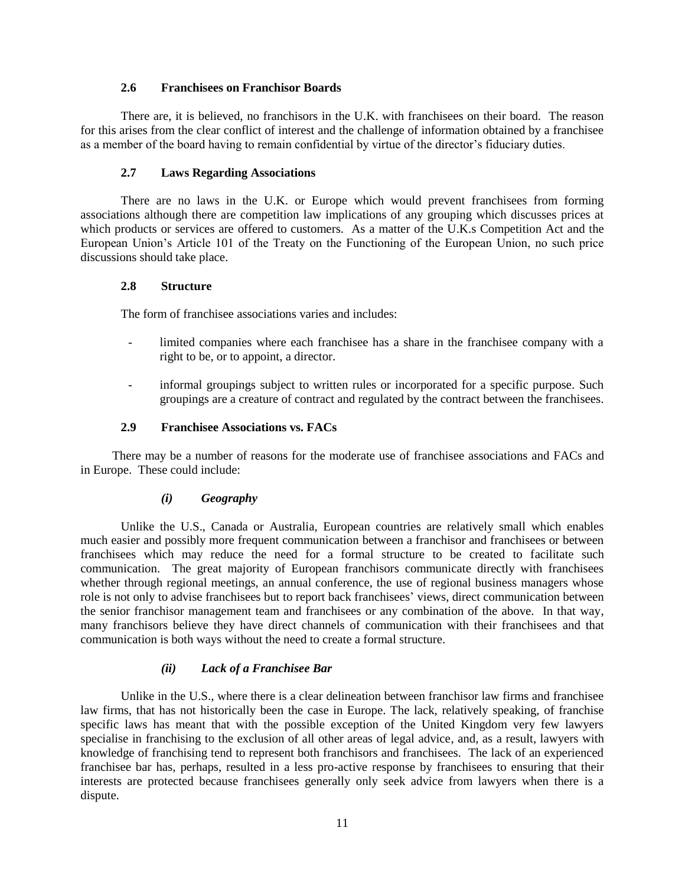### 2.6 Franchisees on Franchisor Boards

There are, it is believed, no franchisors in the U.K. with franchisees on their board. The reason for this arises from the clear conflict of interest and the challenge of information obtained by a franchisee as a member of the board having to remain confidential by virtue of the director's fiduciary duties.

### 2.7 Laws Regarding Associations

There are no laws in the U.K. or Europe which would prevent franchisees from forming associations although there are competition law implications of any grouping which discusses prices at which products or services are offered to customers. As a matter of the U.K.s Competition Act and the European Union's Article 101 of the Treaty on the Functioning of the European Union, no such price discussions should take place.

### 2.8 Structure

The form of franchisee associations varies and includes:

- limited companies where each franchisee has a share in the franchisee company with a right to be, or to appoint, a director.
- informal groupings subject to written rules or incorporated for a specific purpose. Such groupings are a creature of contract and regulated by the contract between the franchisees.

### 2.9 Franchisee Associations vs. FACs

There may be a number of reasons for the moderate use of franchisee associations and FACs and in Europe. These could include:

#### *(i) Geography*

Unlike the U.S., Canada or Australia, European countries are relatively small which enables much easier and possibly more frequent communication between a franchisor and franchisees or between franchisees which may reduce the need for a formal structure to be created to facilitate such communication. The great majority of European franchisors communicate directly with franchisees whether through regional meetings, an annual conference, the use of regional business managers whose role is not only to advise franchisees but to report back franchisees' views, direct communication between the senior franchisor management team and franchisees or any combination of the above. In that way, many franchisors believe they have direct channels of communication with their franchisees and that communication is both ways without the need to create a formal structure.

#### *(ii) Lack of a Franchisee Bar*

Unlike in the U.S., where there is a clear delineation between franchisor law firms and franchisee law firms, that has not historically been the case in Europe. The lack, relatively speaking, of franchise specific laws has meant that with the possible exception of the United Kingdom very few lawyers specialise in franchising to the exclusion of all other areas of legal advice, and, as a result, lawyers with knowledge of franchising tend to represent both franchisors and franchisees. The lack of an experienced franchisee bar has, perhaps, resulted in a less pro-active response by franchisees to ensuring that their interests are protected because franchisees generally only seek advice from lawyers when there is a dispute.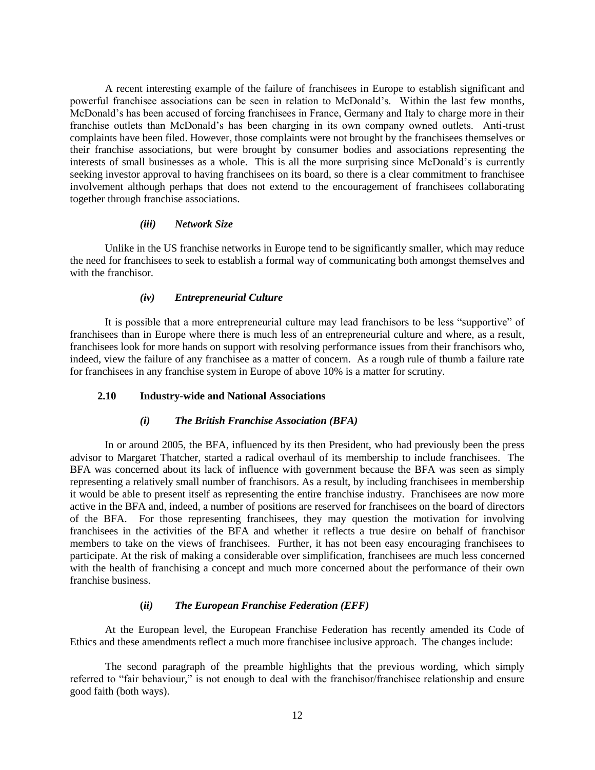A recent interesting example of the failure of franchisees in Europe to establish significant and powerful franchisee associations can be seen in relation to McDonald's. Within the last few months, McDonald's has been accused of forcing franchisees in France, Germany and Italy to charge more in their franchise outlets than McDonald's has been charging in its own company owned outlets. Anti-trust complaints have been filed. However, those complaints were not brought by the franchisees themselves or their franchise associations, but were brought by consumer bodies and associations representing the interests of small businesses as a whole. This is all the more surprising since McDonald's is currently seeking investor approval to having franchisees on its board, so there is a clear commitment to franchisee involvement although perhaps that does not extend to the encouragement of franchisees collaborating together through franchise associations.

#### *(iii) Network Size*

Unlike in the US franchise networks in Europe tend to be significantly smaller, which may reduce the need for franchisees to seek to establish a formal way of communicating both amongst themselves and with the franchisor.

#### *(iv) Entrepreneurial Culture*

It is possible that a more entrepreneurial culture may lead franchisors to be less "supportive" of franchisees than in Europe where there is much less of an entrepreneurial culture and where, as a result, franchisees look for more hands on support with resolving performance issues from their franchisors who, indeed, view the failure of any franchisee as a matter of concern. As a rough rule of thumb a failure rate for franchisees in any franchise system in Europe of above 10% is a matter for scrutiny.

### 2.10 Industry-wide and National Associations

#### *(i) The British Franchise Association (BFA)*

In or around 2005, the BFA, influenced by its then President, who had previously been the press advisor to Margaret Thatcher, started a radical overhaul of its membership to include franchisees. The BFA was concerned about its lack of influence with government because the BFA was seen as simply representing a relatively small number of franchisors. As a result, by including franchisees in membership it would be able to present itself as representing the entire franchise industry. Franchisees are now more active in the BFA and, indeed, a number of positions are reserved for franchisees on the board of directors of the BFA. For those representing franchisees, they may question the motivation for involving franchisees in the activities of the BFA and whether it reflects a true desire on behalf of franchisor members to take on the views of franchisees. Further, it has not been easy encouraging franchisees to participate. At the risk of making a considerable over simplification, franchisees are much less concerned with the health of franchising a concept and much more concerned about the performance of their own franchise business.

#### *(ii) The European Franchise Federation (EFF)*

At the European level, the European Franchise Federation has recently amended its Code of Ethics and these amendments reflect a much more franchisee inclusive approach. The changes include:

The second paragraph of the preamble highlights that the previous wording, which simply referred to "fair behaviour," is not enough to deal with the franchisor/franchisee relationship and ensure good faith (both ways).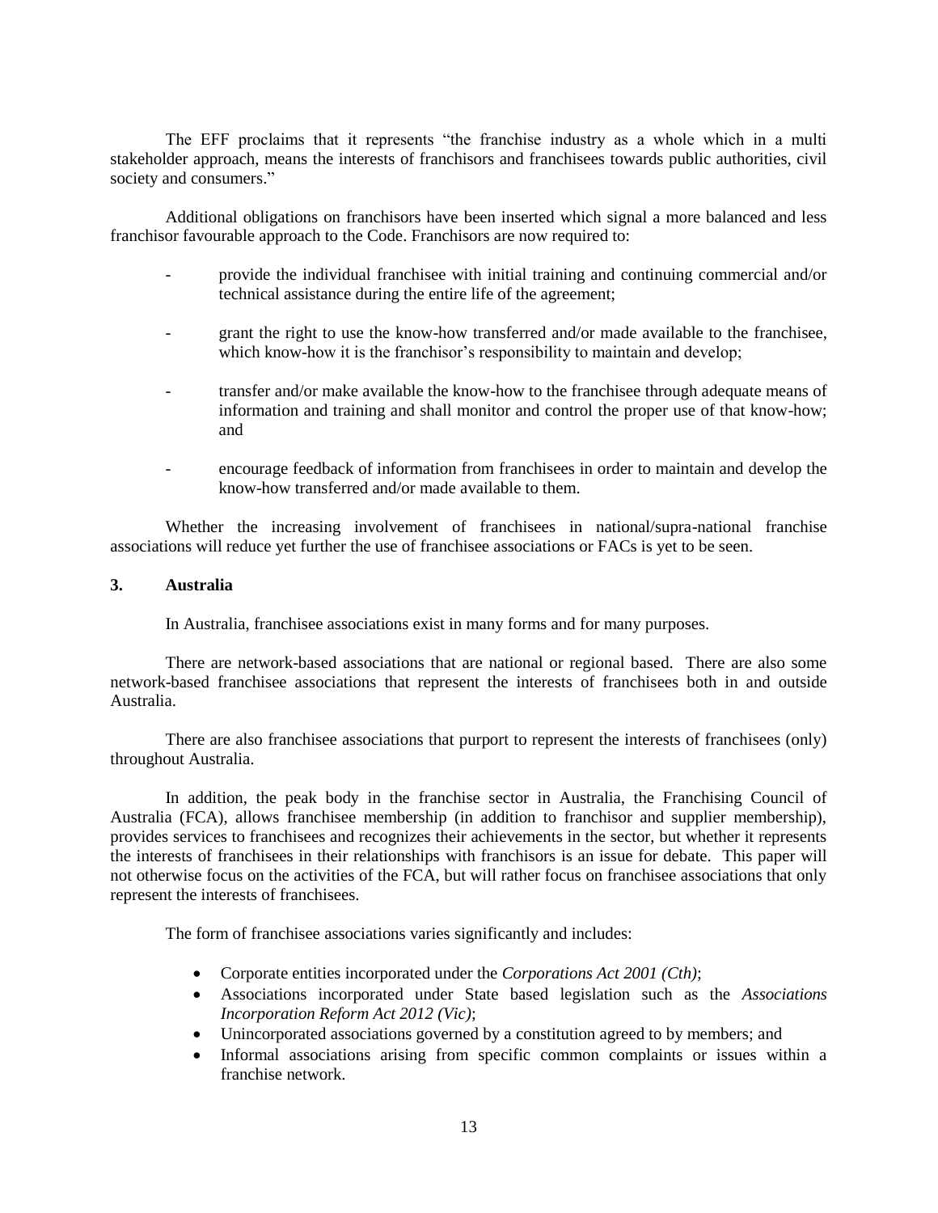The EFF proclaims that it represents "the franchise industry as a whole which in a multi stakeholder approach, means the interests of franchisors and franchisees towards public authorities, civil society and consumers."

Additional obligations on franchisors have been inserted which signal a more balanced and less franchisor favourable approach to the Code. Franchisors are now required to:

- provide the individual franchisee with initial training and continuing commercial and/or technical assistance during the entire life of the agreement;
- grant the right to use the know-how transferred and/or made available to the franchisee, which know-how it is the franchisor's responsibility to maintain and develop;
- transfer and/or make available the know-how to the franchisee through adequate means of information and training and shall monitor and control the proper use of that know-how; and
- encourage feedback of information from franchisees in order to maintain and develop the know-how transferred and/or made available to them.

Whether the increasing involvement of franchisees in national/supra-national franchise associations will reduce yet further the use of franchisee associations or FACs is yet to be seen.

### 3. Australia

In Australia, franchisee associations exist in many forms and for many purposes.

There are network-based associations that are national or regional based. There are also some network-based franchisee associations that represent the interests of franchisees both in and outside Australia.

There are also franchisee associations that purport to represent the interests of franchisees (only) throughout Australia.

In addition, the peak body in the franchise sector in Australia, the Franchising Council of Australia (FCA), allows franchisee membership (in addition to franchisor and supplier membership), provides services to franchisees and recognizes their achievements in the sector, but whether it represents the interests of franchisees in their relationships with franchisors is an issue for debate. This paper will not otherwise focus on the activities of the FCA, but will rather focus on franchisee associations that only represent the interests of franchisees.

The form of franchisee associations varies significantly and includes:

- Corporate entities incorporated under the *Corporations Act 2001 (Cth)*;
- Associations incorporated under State based legislation such as the *Associations Incorporation Reform Act 2012 (Vic)*;
- Unincorporated associations governed by a constitution agreed to by members; and
- Informal associations arising from specific common complaints or issues within a franchise network.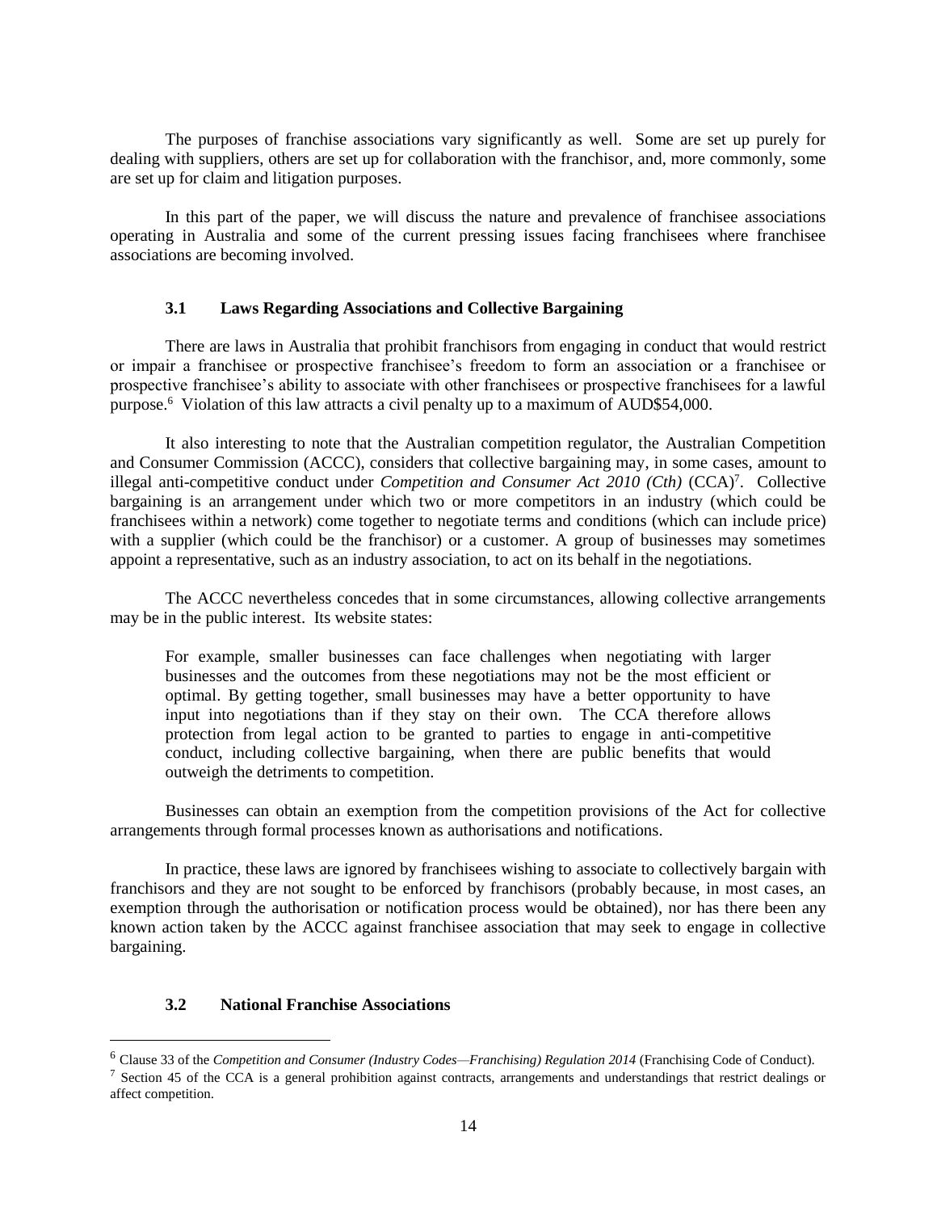The purposes of franchise associations vary significantly as well. Some are set up purely for dealing with suppliers, others are set up for collaboration with the franchisor, and, more commonly, some are set up for claim and litigation purposes.

In this part of the paper, we will discuss the nature and prevalence of franchisee associations operating in Australia and some of the current pressing issues facing franchisees where franchisee associations are becoming involved.

### 3.1 Laws Regarding Associations and Collective Bargaining

There are laws in Australia that prohibit franchisors from engaging in conduct that would restrict or impair a franchisee or prospective franchisee's freedom to form an association or a franchisee or prospective franchisee's ability to associate with other franchisees or prospective franchisees for a lawful purpose.[6] Violation of this law attracts a civil penalty up to a maximum of AUD$54,000.

It also interesting to note that the Australian competition regulator, the Australian Competition and Consumer Commission (ACCC), considers that collective bargaining may, in some cases, amount to illegal anti-competitive conduct under *Competition and Consumer Act 2010 (Cth)* (CCA)[7]. Collective bargaining is an arrangement under which two or more competitors in an industry (which could be franchisees within a network) come together to negotiate terms and conditions (which can include price) with a supplier (which could be the franchisor) or a customer. A group of businesses may sometimes appoint a representative, such as an industry association, to act on its behalf in the negotiations.

The ACCC nevertheless concedes that in some circumstances, allowing collective arrangements may be in the public interest. Its website states:

> For example, smaller businesses can face challenges when negotiating with larger businesses and the outcomes from these negotiations may not be the most efficient or optimal. By getting together, small businesses may have a better opportunity to have input into negotiations than if they stay on their own. The CCA therefore allows protection from legal action to be granted to parties to engage in anti-competitive conduct, including collective bargaining, when there are public benefits that would outweigh the detriments to competition.

Businesses can obtain an exemption from the competition provisions of the Act for collective arrangements through formal processes known as authorisations and notifications.

In practice, these laws are ignored by franchisees wishing to associate to collectively bargain with franchisors and they are not sought to be enforced by franchisors (probably because, in most cases, an exemption through the authorisation or notification process would be obtained), nor has there been any known action taken by the ACCC against franchisee association that may seek to engage in collective bargaining.

### 3.2 National Franchise Associations

---

[6] Clause 33 of the *Competition and Consumer (Industry Codes—Franchising) Regulation 2014* (Franchising Code of Conduct).

[7] Section 45 of the CCA is a general prohibition against contracts, arrangements and understandings that restrict dealings or affect competition.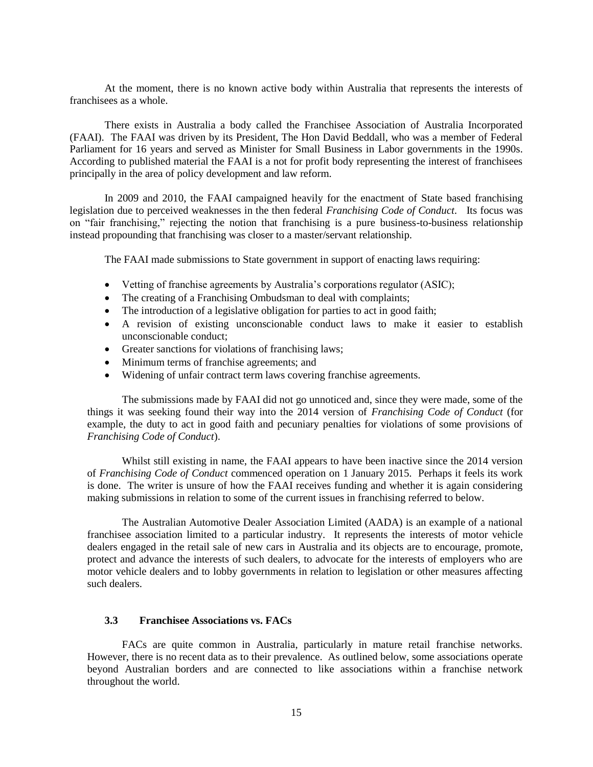At the moment, there is no known active body within Australia that represents the interests of franchisees as a whole.

There exists in Australia a body called the Franchisee Association of Australia Incorporated (FAAI). The FAAI was driven by its President, The Hon David Beddall, who was a member of Federal Parliament for 16 years and served as Minister for Small Business in Labor governments in the 1990s. According to published material the FAAI is a not for profit body representing the interest of franchisees principally in the area of policy development and law reform.

In 2009 and 2010, the FAAI campaigned heavily for the enactment of State based franchising legislation due to perceived weaknesses in the then federal *Franchising Code of Conduct*. Its focus was on "fair franchising," rejecting the notion that franchising is a pure business-to-business relationship instead propounding that franchising was closer to a master/servant relationship.

The FAAI made submissions to State government in support of enacting laws requiring:

- Vetting of franchise agreements by Australia's corporations regulator (ASIC);
- The creating of a Franchising Ombudsman to deal with complaints;
- The introduction of a legislative obligation for parties to act in good faith;
- A revision of existing unconscionable conduct laws to make it easier to establish unconscionable conduct;
- Greater sanctions for violations of franchising laws;
- Minimum terms of franchise agreements; and
- Widening of unfair contract term laws covering franchise agreements.

The submissions made by FAAI did not go unnoticed and, since they were made, some of the things it was seeking found their way into the 2014 version of *Franchising Code of Conduct* (for example, the duty to act in good faith and pecuniary penalties for violations of some provisions of *Franchising Code of Conduct*).

Whilst still existing in name, the FAAI appears to have been inactive since the 2014 version of *Franchising Code of Conduct* commenced operation on 1 January 2015. Perhaps it feels its work is done. The writer is unsure of how the FAAI receives funding and whether it is again considering making submissions in relation to some of the current issues in franchising referred to below.

The Australian Automotive Dealer Association Limited (AADA) is an example of a national franchisee association limited to a particular industry. It represents the interests of motor vehicle dealers engaged in the retail sale of new cars in Australia and its objects are to encourage, promote, protect and advance the interests of such dealers, to advocate for the interests of employers who are motor vehicle dealers and to lobby governments in relation to legislation or other measures affecting such dealers.

### 3.3 Franchisee Associations vs. FACs

FACs are quite common in Australia, particularly in mature retail franchise networks. However, there is no recent data as to their prevalence. As outlined below, some associations operate beyond Australian borders and are connected to like associations within a franchise network throughout the world.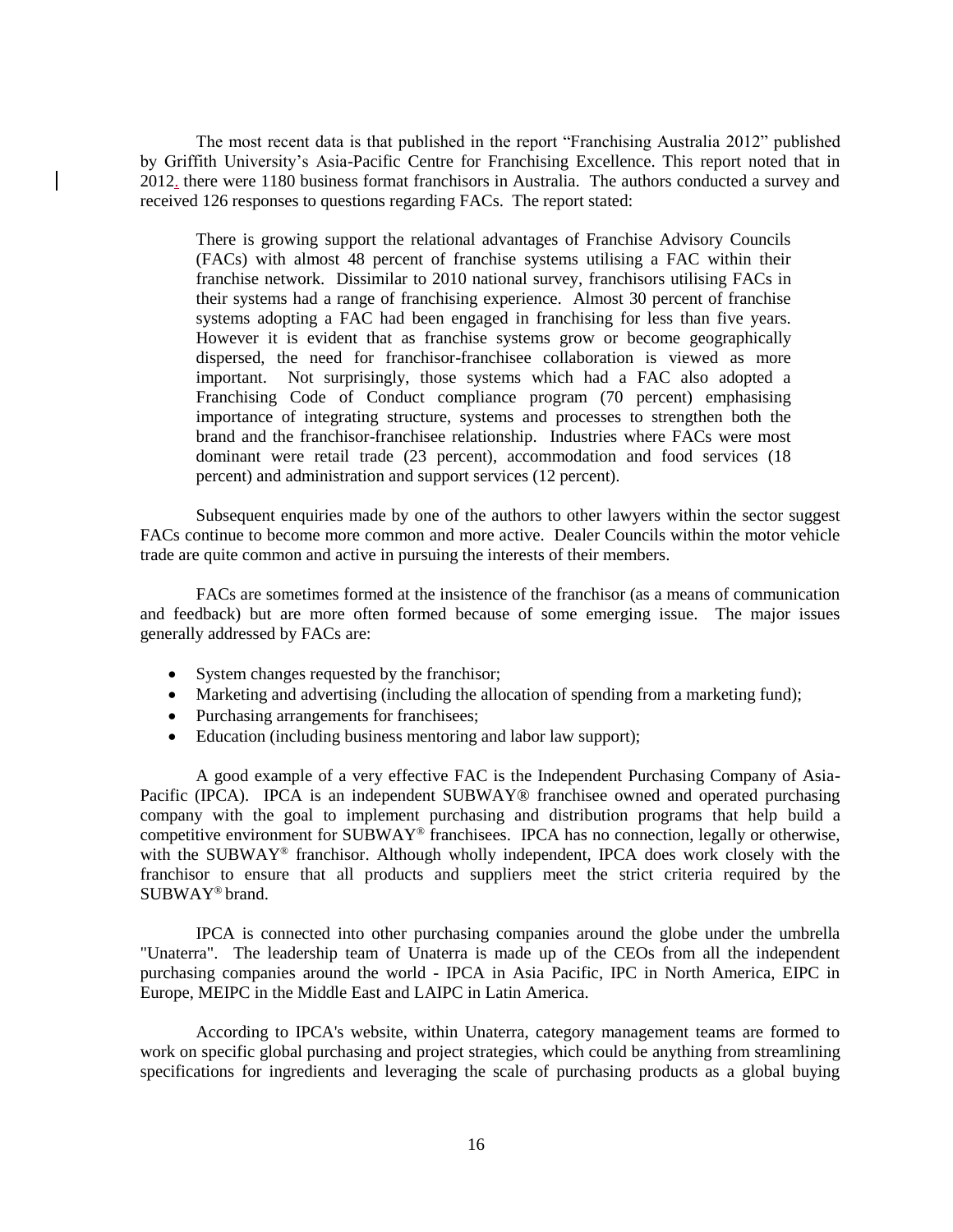The most recent data is that published in the report "Franchising Australia 2012" published by Griffith University's Asia-Pacific Centre for Franchising Excellence. This report noted that in 2012. there were 1180 business format franchisors in Australia. The authors conducted a survey and received 126 responses to questions regarding FACs. The report stated:

> There is growing support the relational advantages of Franchise Advisory Councils (FACs) with almost 48 percent of franchise systems utilising a FAC within their franchise network. Dissimilar to 2010 national survey, franchisors utilising FACs in their systems had a range of franchising experience. Almost 30 percent of franchise systems adopting a FAC had been engaged in franchising for less than five years. However it is evident that as franchise systems grow or become geographically dispersed, the need for franchisor-franchisee collaboration is viewed as more important. Not surprisingly, those systems which had a FAC also adopted a Franchising Code of Conduct compliance program (70 percent) emphasising importance of integrating structure, systems and processes to strengthen both the brand and the franchisor-franchisee relationship. Industries where FACs were most dominant were retail trade (23 percent), accommodation and food services (18 percent) and administration and support services (12 percent).

Subsequent enquiries made by one of the authors to other lawyers within the sector suggest FACs continue to become more common and more active. Dealer Councils within the motor vehicle trade are quite common and active in pursuing the interests of their members.

FACs are sometimes formed at the insistence of the franchisor (as a means of communication and feedback) but are more often formed because of some emerging issue. The major issues generally addressed by FACs are:

- System changes requested by the franchisor;
- Marketing and advertising (including the allocation of spending from a marketing fund);
- Purchasing arrangements for franchisees;
- Education (including business mentoring and labor law support);

A good example of a very effective FAC is the Independent Purchasing Company of Asia-Pacific (IPCA). IPCA is an independent SUBWAY® franchisee owned and operated purchasing company with the goal to implement purchasing and distribution programs that help build a competitive environment for SUBWAY® franchisees. IPCA has no connection, legally or otherwise, with the SUBWAY® franchisor. Although wholly independent, IPCA does work closely with the franchisor to ensure that all products and suppliers meet the strict criteria required by the SUBWAY® brand.

IPCA is connected into other purchasing companies around the globe under the umbrella "Unaterra". The leadership team of Unaterra is made up of the CEOs from all the independent purchasing companies around the world - IPCA in Asia Pacific, IPC in North America, EIPC in Europe, MEIPC in the Middle East and LAIPC in Latin America.

According to IPCA's website, within Unaterra, category management teams are formed to work on specific global purchasing and project strategies, which could be anything from streamlining specifications for ingredients and leveraging the scale of purchasing products as a global buying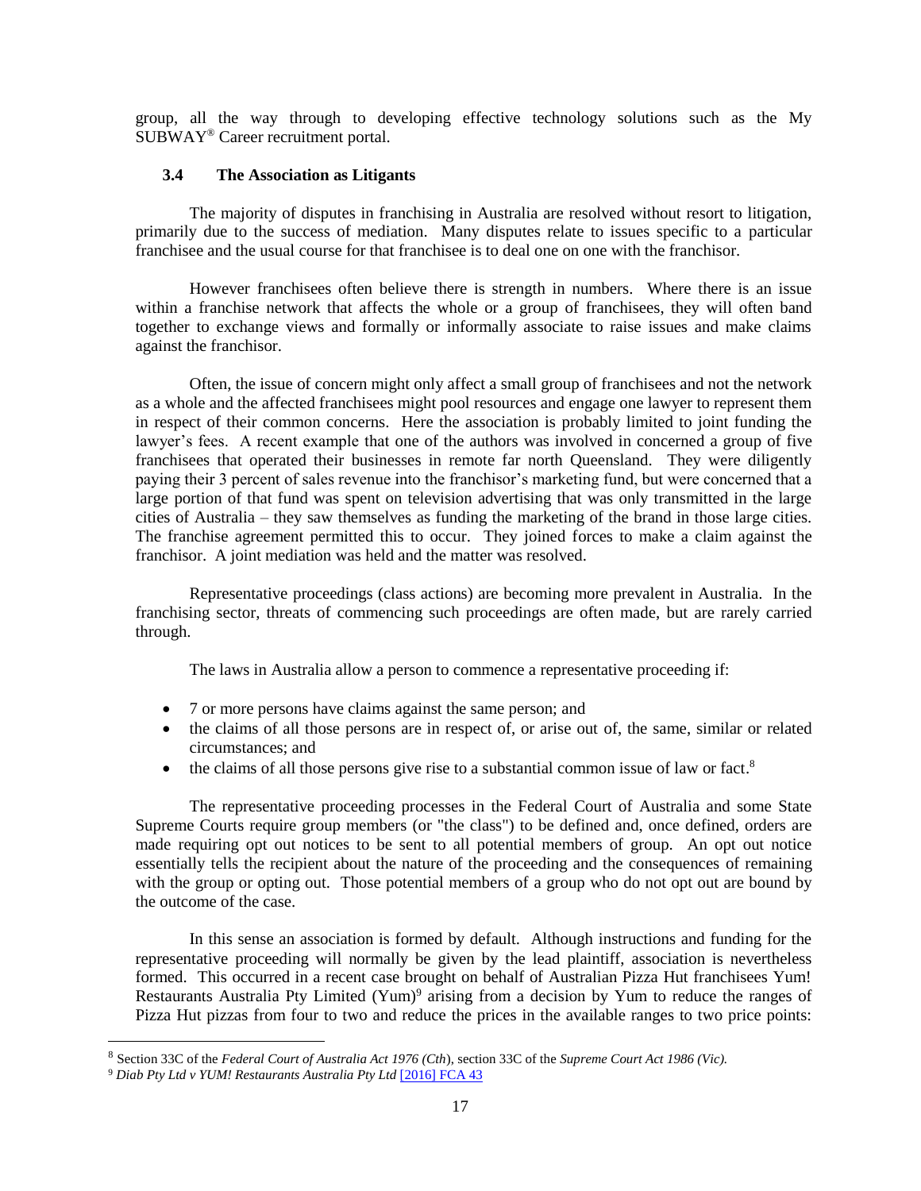group, all the way through to developing effective technology solutions such as the My SUBWAY® Career recruitment portal.

### 3.4 The Association as Litigants

The majority of disputes in franchising in Australia are resolved without resort to litigation, primarily due to the success of mediation. Many disputes relate to issues specific to a particular franchisee and the usual course for that franchisee is to deal one on one with the franchisor.

However franchisees often believe there is strength in numbers. Where there is an issue within a franchise network that affects the whole or a group of franchisees, they will often band together to exchange views and formally or informally associate to raise issues and make claims against the franchisor.

Often, the issue of concern might only affect a small group of franchisees and not the network as a whole and the affected franchisees might pool resources and engage one lawyer to represent them in respect of their common concerns. Here the association is probably limited to joint funding the lawyer's fees. A recent example that one of the authors was involved in concerned a group of five franchisees that operated their businesses in remote far north Queensland. They were diligently paying their 3 percent of sales revenue into the franchisor's marketing fund, but were concerned that a large portion of that fund was spent on television advertising that was only transmitted in the large cities of Australia – they saw themselves as funding the marketing of the brand in those large cities. The franchise agreement permitted this to occur. They joined forces to make a claim against the franchisor. A joint mediation was held and the matter was resolved.

Representative proceedings (class actions) are becoming more prevalent in Australia. In the franchising sector, threats of commencing such proceedings are often made, but are rarely carried through.

The laws in Australia allow a person to commence a representative proceeding if:

- 7 or more persons have claims against the same person; and
- the claims of all those persons are in respect of, or arise out of, the same, similar or related circumstances; and
- the claims of all those persons give rise to a substantial common issue of law or fact.[8]

The representative proceeding processes in the Federal Court of Australia and some State Supreme Courts require group members (or "the class") to be defined and, once defined, orders are made requiring opt out notices to be sent to all potential members of group. An opt out notice essentially tells the recipient about the nature of the proceeding and the consequences of remaining with the group or opting out. Those potential members of a group who do not opt out are bound by the outcome of the case.

In this sense an association is formed by default. Although instructions and funding for the representative proceeding will normally be given by the lead plaintiff, association is nevertheless formed. This occurred in a recent case brought on behalf of Australian Pizza Hut franchisees Yum! Restaurants Australia Pty Limited (Yum)[9] arising from a decision by Yum to reduce the ranges of Pizza Hut pizzas from four to two and reduce the prices in the available ranges to two price points:

---

[8] Section 33C of the *Federal Court of Australia Act 1976 (Cth*), section 33C of the *Supreme Court Act 1986 (Vic).*

[9] *Diab Pty Ltd v YUM! Restaurants Australia Pty Ltd* [2016] FCA 43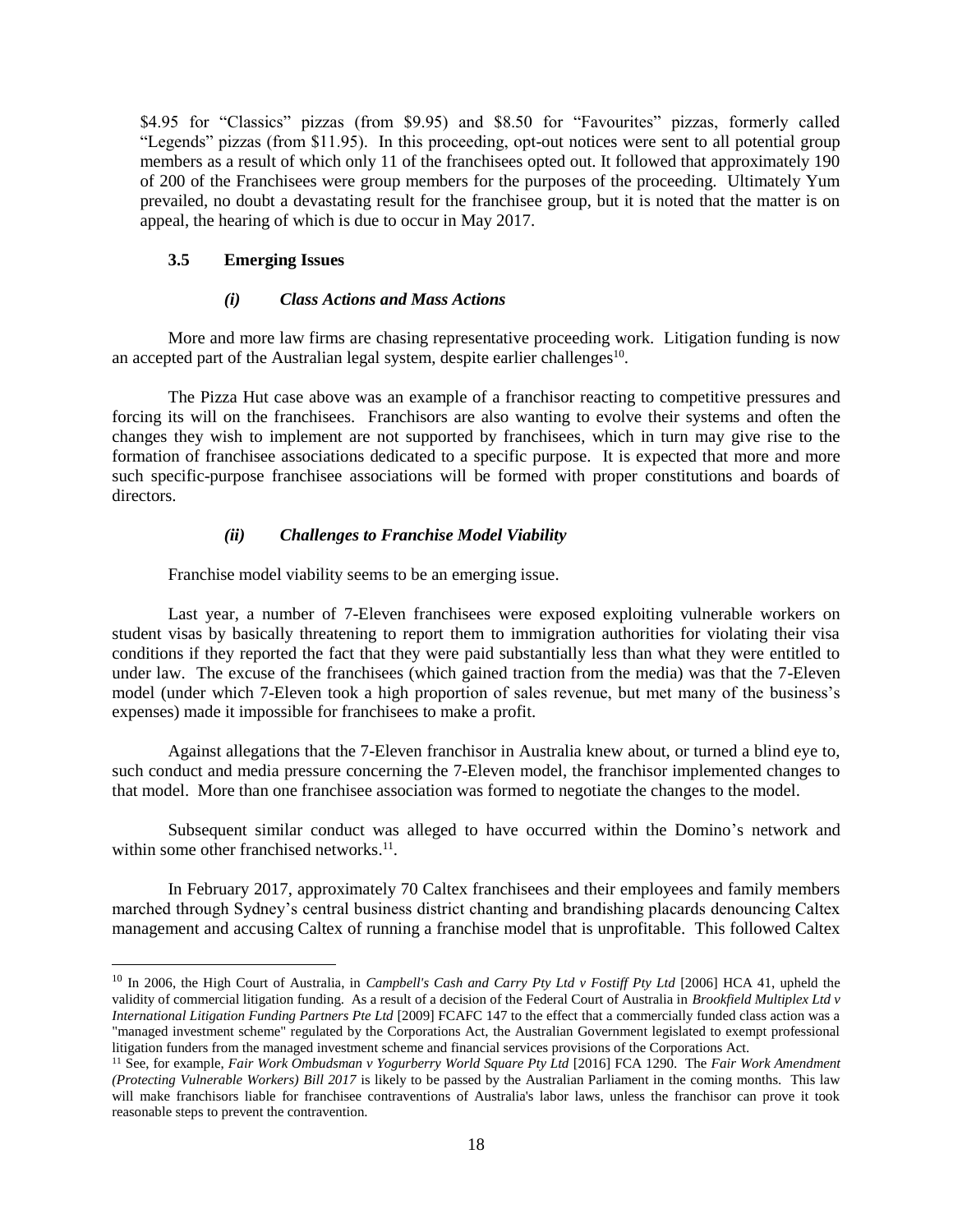$4.95 for "Classics" pizzas (from $9.95) and $8.50 for "Favourites" pizzas, formerly called "Legends" pizzas (from $11.95). In this proceeding, opt-out notices were sent to all potential group members as a result of which only 11 of the franchisees opted out. It followed that approximately 190 of 200 of the Franchisees were group members for the purposes of the proceeding. Ultimately Yum prevailed, no doubt a devastating result for the franchisee group, but it is noted that the matter is on appeal, the hearing of which is due to occur in May 2017.

### 3.5 Emerging Issues

#### *(i) Class Actions and Mass Actions*

More and more law firms are chasing representative proceeding work. Litigation funding is now an accepted part of the Australian legal system, despite earlier challenges[10].

The Pizza Hut case above was an example of a franchisor reacting to competitive pressures and forcing its will on the franchisees. Franchisors are also wanting to evolve their systems and often the changes they wish to implement are not supported by franchisees, which in turn may give rise to the formation of franchisee associations dedicated to a specific purpose. It is expected that more and more such specific-purpose franchisee associations will be formed with proper constitutions and boards of directors.

#### *(ii) Challenges to Franchise Model Viability*

Franchise model viability seems to be an emerging issue.

Last year, a number of 7-Eleven franchisees were exposed exploiting vulnerable workers on student visas by basically threatening to report them to immigration authorities for violating their visa conditions if they reported the fact that they were paid substantially less than what they were entitled to under law. The excuse of the franchisees (which gained traction from the media) was that the 7-Eleven model (under which 7-Eleven took a high proportion of sales revenue, but met many of the business's expenses) made it impossible for franchisees to make a profit.

Against allegations that the 7-Eleven franchisor in Australia knew about, or turned a blind eye to, such conduct and media pressure concerning the 7-Eleven model, the franchisor implemented changes to that model. More than one franchisee association was formed to negotiate the changes to the model.

Subsequent similar conduct was alleged to have occurred within the Domino's network and within some other franchised networks.[11].

In February 2017, approximately 70 Caltex franchisees and their employees and family members marched through Sydney's central business district chanting and brandishing placards denouncing Caltex management and accusing Caltex of running a franchise model that is unprofitable. This followed Caltex

---

[10] In 2006, the High Court of Australia, in *Campbell's Cash and Carry Pty Ltd v Fostiff Pty Ltd* [2006] HCA 41, upheld the validity of commercial litigation funding. As a result of a decision of the Federal Court of Australia in *Brookfield Multiplex Ltd v International Litigation Funding Partners Pte Ltd* [2009] FCAFC 147 to the effect that a commercially funded class action was a "managed investment scheme" regulated by the Corporations Act, the Australian Government legislated to exempt professional litigation funders from the managed investment scheme and financial services provisions of the Corporations Act.

[11] See, for example, *Fair Work Ombudsman v Yogurberry World Square Pty Ltd* [2016] FCA 1290. The *Fair Work Amendment (Protecting Vulnerable Workers) Bill 2017* is likely to be passed by the Australian Parliament in the coming months. This law will make franchisors liable for franchisee contraventions of Australia's labor laws, unless the franchisor can prove it took reasonable steps to prevent the contravention.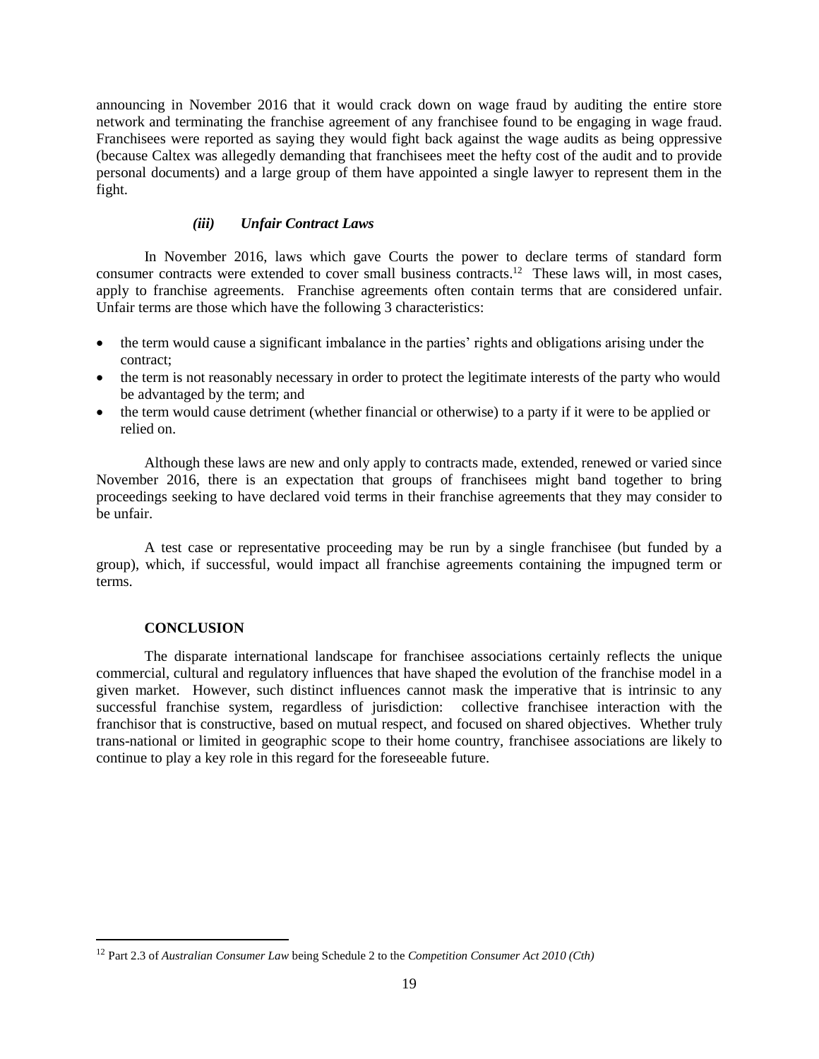announcing in November 2016 that it would crack down on wage fraud by auditing the entire store network and terminating the franchise agreement of any franchisee found to be engaging in wage fraud. Franchisees were reported as saying they would fight back against the wage audits as being oppressive (because Caltex was allegedly demanding that franchisees meet the hefty cost of the audit and to provide personal documents) and a large group of them have appointed a single lawyer to represent them in the fight.

### *(iii) Unfair Contract Laws*

In November 2016, laws which gave Courts the power to declare terms of standard form consumer contracts were extended to cover small business contracts.[12] These laws will, in most cases, apply to franchise agreements. Franchise agreements often contain terms that are considered unfair. Unfair terms are those which have the following 3 characteristics:

- the term would cause a significant imbalance in the parties' rights and obligations arising under the contract;
- the term is not reasonably necessary in order to protect the legitimate interests of the party who would be advantaged by the term; and
- the term would cause detriment (whether financial or otherwise) to a party if it were to be applied or relied on.

Although these laws are new and only apply to contracts made, extended, renewed or varied since November 2016, there is an expectation that groups of franchisees might band together to bring proceedings seeking to have declared void terms in their franchise agreements that they may consider to be unfair.

A test case or representative proceeding may be run by a single franchisee (but funded by a group), which, if successful, would impact all franchise agreements containing the impugned term or terms.

## CONCLUSION

The disparate international landscape for franchisee associations certainly reflects the unique commercial, cultural and regulatory influences that have shaped the evolution of the franchise model in a given market. However, such distinct influences cannot mask the imperative that is intrinsic to any successful franchise system, regardless of jurisdiction: collective franchisee interaction with the franchisor that is constructive, based on mutual respect, and focused on shared objectives. Whether truly trans-national or limited in geographic scope to their home country, franchisee associations are likely to continue to play a key role in this regard for the foreseeable future.

---

[12] Part 2.3 of *Australian Consumer Law* being Schedule 2 to the *Competition Consumer Act 2010 (Cth)*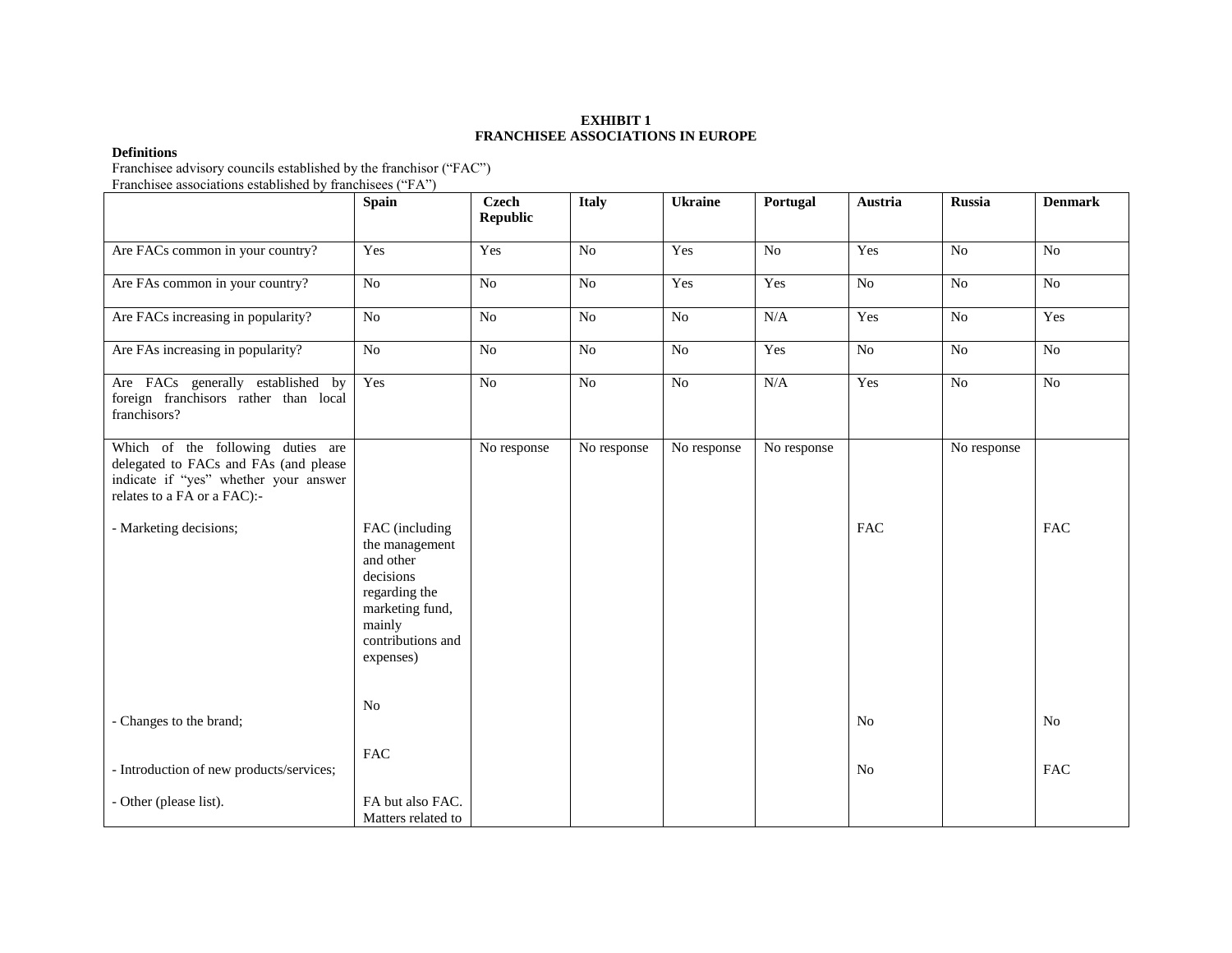**EXHIBIT 1**
**FRANCHISEE ASSOCIATIONS IN EUROPE**

**Definitions**
Franchisee advisory councils established by the franchisor ("FAC")
Franchisee associations established by franchisees ("FA")

| | **Spain** | **Czech Republic** | **Italy** | **Ukraine** | **Portugal** | **Austria** | **Russia** | **Denmark** |
|---|---|---|---|---|---|---|---|---|
| Are FACs common in your country? | Yes | Yes | No | Yes | No | Yes | No | No |
| Are FAs common in your country? | No | No | No | Yes | Yes | No | No | No |
| Are FACs increasing in popularity? | No | No | No | No | N/A | Yes | No | Yes |
| Are FAs increasing in popularity? | No | No | No | No | Yes | No | No | No |
| Are FACs generally established by foreign franchisors rather than local franchisors? | Yes | No | No | No | N/A | Yes | No | No |
| Which of the following duties are delegated to FACs and FAs (and please indicate if "yes" whether your answer relates to a FA or a FAC):- | | No response | No response | No response | No response | | No response | |
| - Marketing decisions; | FAC (including the management and other decisions regarding the marketing fund, mainly contributions and expenses) | | | | | FAC | | FAC |
| - Changes to the brand; | No | | | | | No | | No |
| - Introduction of new products/services; | FAC | | | | | No | | FAC |
| - Other (please list). | FA but also FAC. Matters related to | | | | | | | |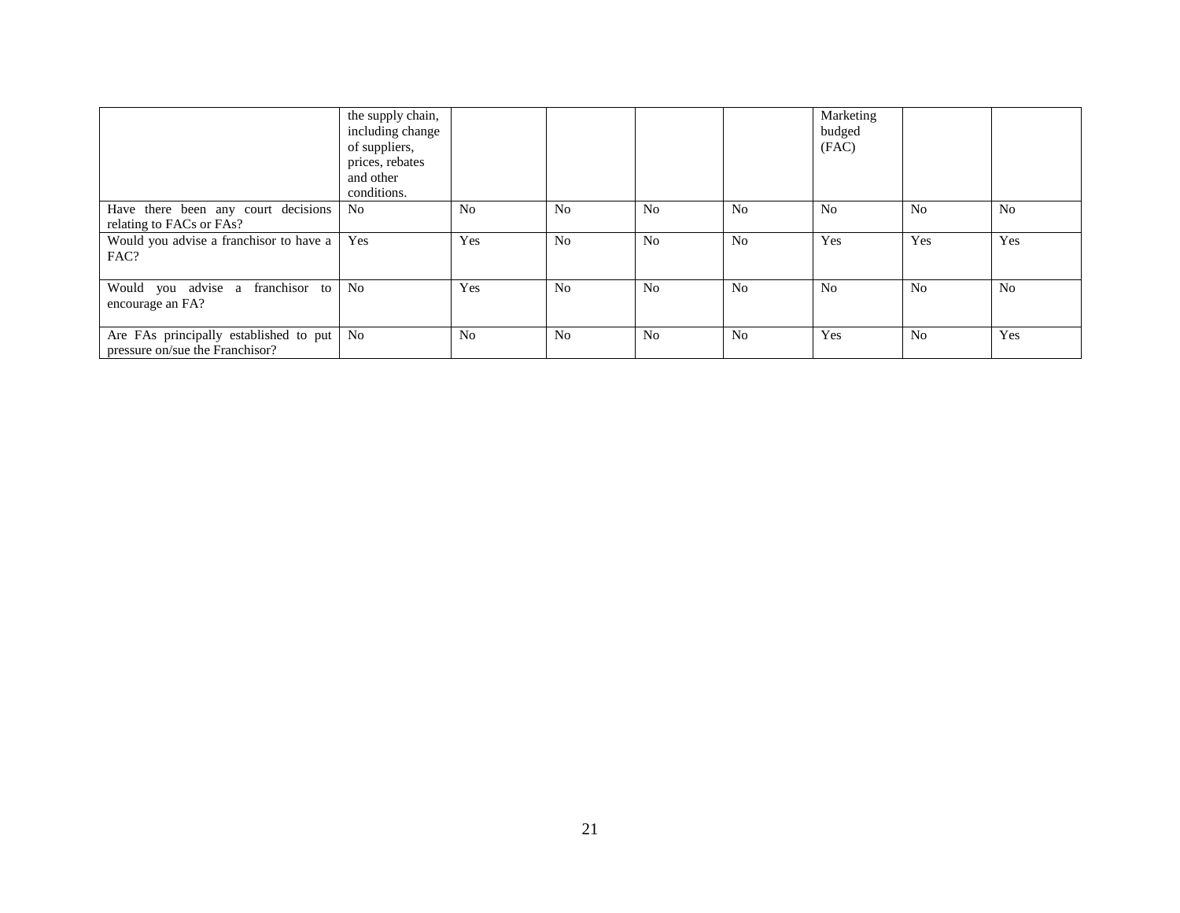| | the supply chain, including change of suppliers, prices, rebates and other conditions. | | | | | Marketing budged (FAC) | | |
|---|---|---|---|---|---|---|---|---|
| Have there been any court decisions relating to FACs or FAs? | No | No | No | No | No | No | No | No |
| Would you advise a franchisor to have a FAC? | Yes | Yes | No | No | No | Yes | Yes | Yes |
| Would you advise a franchisor to encourage an FA? | No | Yes | No | No | No | No | No | No |
| Are FAs principally established to put pressure on/sue the Franchisor? | No | No | No | No | No | Yes | No | Yes |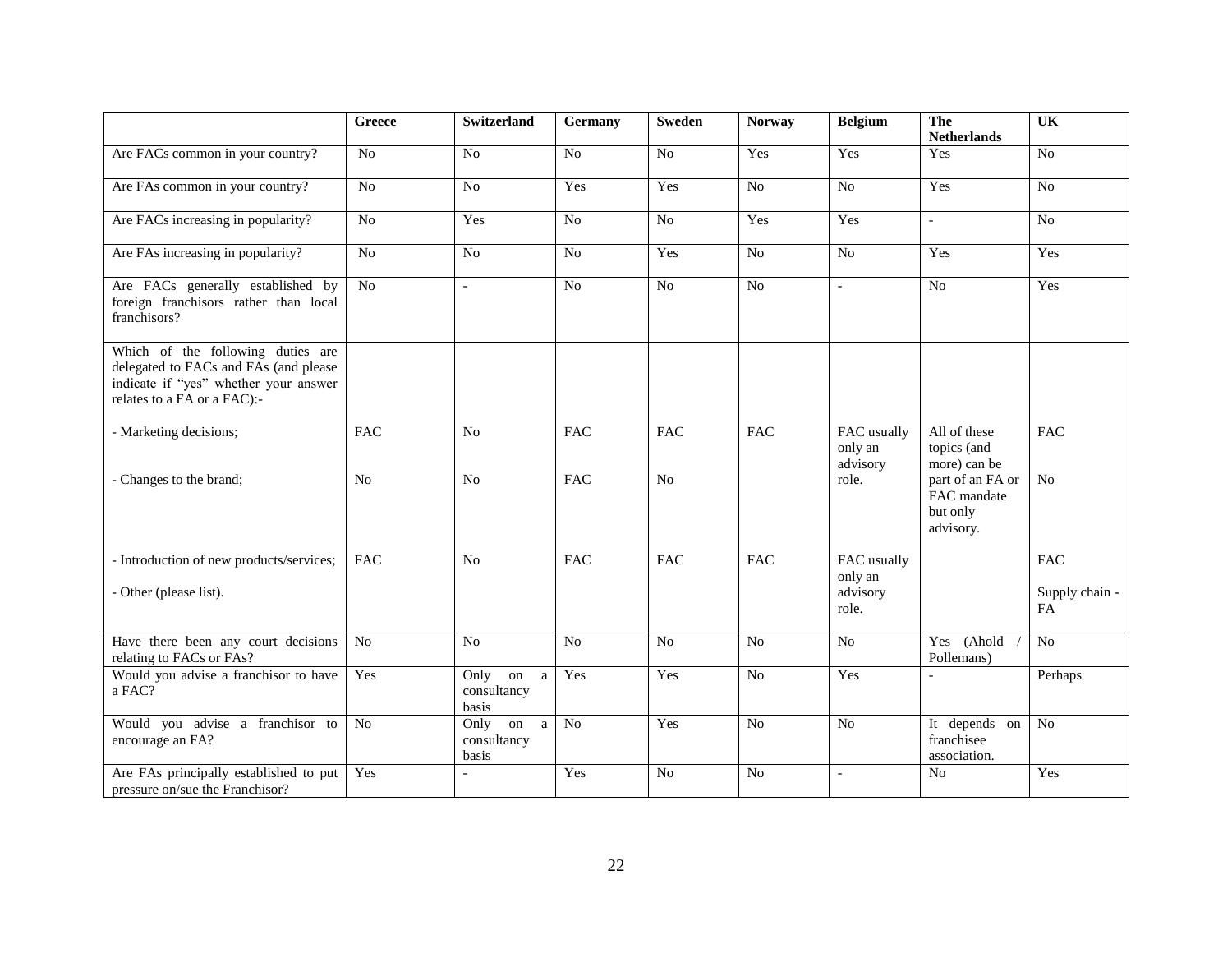| | Greece | Switzerland | Germany | Sweden | Norway | Belgium | The Netherlands | UK |
|---|---|---|---|---|---|---|---|---|
| Are FACs common in your country? | No | No | No | No | Yes | Yes | Yes | No |
| Are FAs common in your country? | No | No | Yes | Yes | No | No | Yes | No |
| Are FACs increasing in popularity? | No | Yes | No | No | Yes | Yes | - | No |
| Are FAs increasing in popularity? | No | No | No | Yes | No | No | Yes | Yes |
| Are FACs generally established by foreign franchisors rather than local franchisors? | No | - | No | No | No | - | No | Yes |
| Which of the following duties are delegated to FACs and FAs (and please indicate if "yes" whether your answer relates to a FA or a FAC):- | | | | | | | | |
| - Marketing decisions; | FAC | No | FAC | FAC | FAC | FAC usually only an advisory role. | All of these topics (and more) can be part of an FA or FAC mandate but only advisory. | FAC |
| - Changes to the brand; | No | No | FAC | No | | | | No |
| - Introduction of new products/services; | FAC | No | FAC | FAC | FAC | FAC usually only an advisory role. | | FAC |
| - Other (please list). | | | | | | | | Supply chain - FA |
| Have there been any court decisions relating to FACs or FAs? | No | No | No | No | No | No | Yes (Ahold / Pollemans) | No |
| Would you advise a franchisor to have a FAC? | Yes | Only on a consultancy basis | Yes | Yes | No | Yes | - | Perhaps |
| Would you advise a franchisor to encourage an FA? | No | Only on a consultancy basis | No | Yes | No | No | It depends on franchisee association. | No |
| Are FAs principally established to put pressure on/sue the Franchisor? | Yes | - | Yes | No | No | - | No | Yes |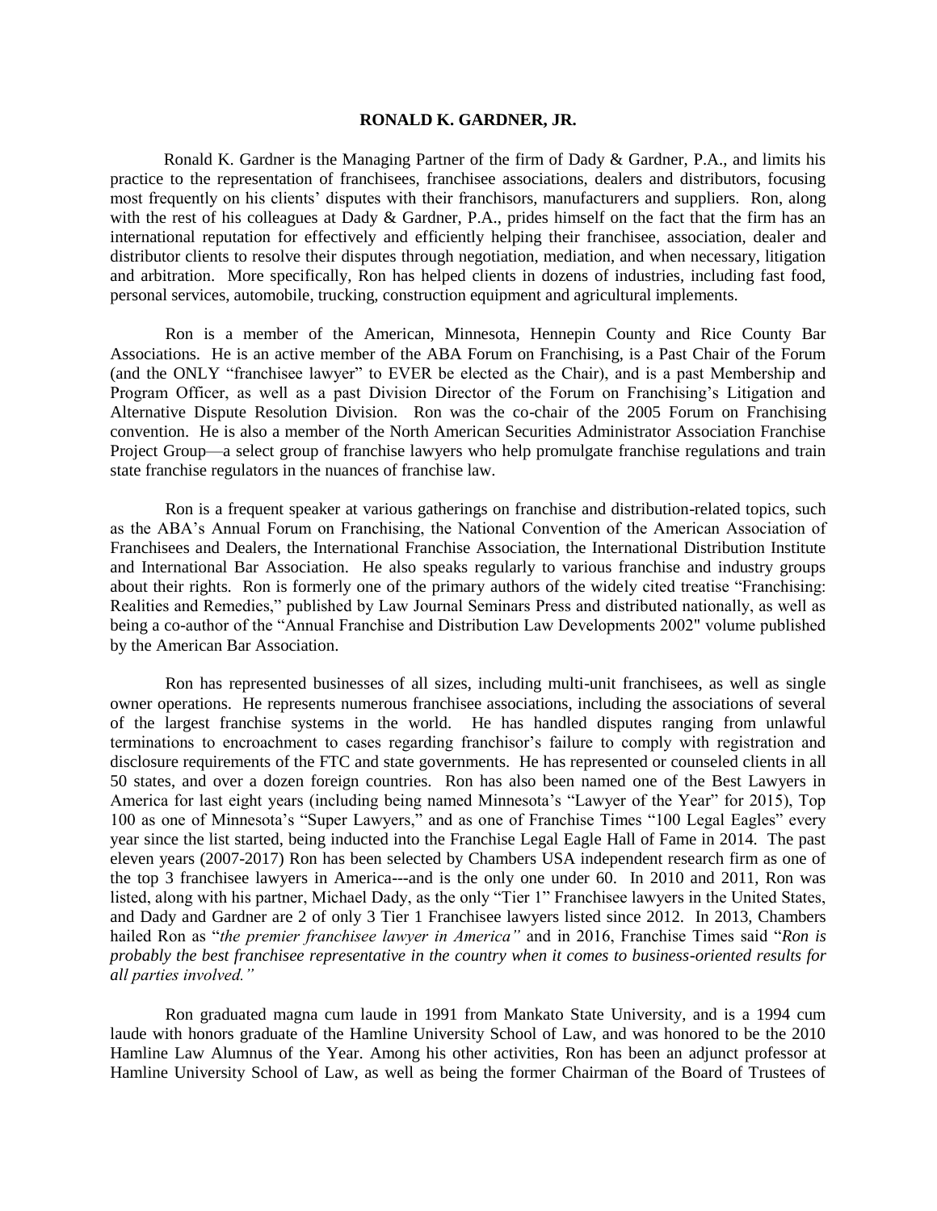**RONALD K. GARDNER, JR.**

Ronald K. Gardner is the Managing Partner of the firm of Dady & Gardner, P.A., and limits his practice to the representation of franchisees, franchisee associations, dealers and distributors, focusing most frequently on his clients' disputes with their franchisors, manufacturers and suppliers. Ron, along with the rest of his colleagues at Dady & Gardner, P.A., prides himself on the fact that the firm has an international reputation for effectively and efficiently helping their franchisee, association, dealer and distributor clients to resolve their disputes through negotiation, mediation, and when necessary, litigation and arbitration. More specifically, Ron has helped clients in dozens of industries, including fast food, personal services, automobile, trucking, construction equipment and agricultural implements.

Ron is a member of the American, Minnesota, Hennepin County and Rice County Bar Associations. He is an active member of the ABA Forum on Franchising, is a Past Chair of the Forum (and the ONLY "franchisee lawyer" to EVER be elected as the Chair), and is a past Membership and Program Officer, as well as a past Division Director of the Forum on Franchising's Litigation and Alternative Dispute Resolution Division. Ron was the co-chair of the 2005 Forum on Franchising convention. He is also a member of the North American Securities Administrator Association Franchise Project Group—a select group of franchise lawyers who help promulgate franchise regulations and train state franchise regulators in the nuances of franchise law.

Ron is a frequent speaker at various gatherings on franchise and distribution-related topics, such as the ABA's Annual Forum on Franchising, the National Convention of the American Association of Franchisees and Dealers, the International Franchise Association, the International Distribution Institute and International Bar Association. He also speaks regularly to various franchise and industry groups about their rights. Ron is formerly one of the primary authors of the widely cited treatise "Franchising: Realities and Remedies," published by Law Journal Seminars Press and distributed nationally, as well as being a co-author of the "Annual Franchise and Distribution Law Developments 2002" volume published by the American Bar Association.

Ron has represented businesses of all sizes, including multi-unit franchisees, as well as single owner operations. He represents numerous franchisee associations, including the associations of several of the largest franchise systems in the world. He has handled disputes ranging from unlawful terminations to encroachment to cases regarding franchisor's failure to comply with registration and disclosure requirements of the FTC and state governments. He has represented or counseled clients in all 50 states, and over a dozen foreign countries. Ron has also been named one of the Best Lawyers in America for last eight years (including being named Minnesota's "Lawyer of the Year" for 2015), Top 100 as one of Minnesota's "Super Lawyers," and as one of Franchise Times "100 Legal Eagles" every year since the list started, being inducted into the Franchise Legal Eagle Hall of Fame in 2014. The past eleven years (2007-2017) Ron has been selected by Chambers USA independent research firm as one of the top 3 franchisee lawyers in America---and is the only one under 60. In 2010 and 2011, Ron was listed, along with his partner, Michael Dady, as the only "Tier 1" Franchisee lawyers in the United States, and Dady and Gardner are 2 of only 3 Tier 1 Franchisee lawyers listed since 2012. In 2013, Chambers hailed Ron as "*the premier franchisee lawyer in America"* and in 2016, Franchise Times said "*Ron is probably the best franchisee representative in the country when it comes to business-oriented results for all parties involved."*

Ron graduated magna cum laude in 1991 from Mankato State University, and is a 1994 cum laude with honors graduate of the Hamline University School of Law, and was honored to be the 2010 Hamline Law Alumnus of the Year. Among his other activities, Ron has been an adjunct professor at Hamline University School of Law, as well as being the former Chairman of the Board of Trustees of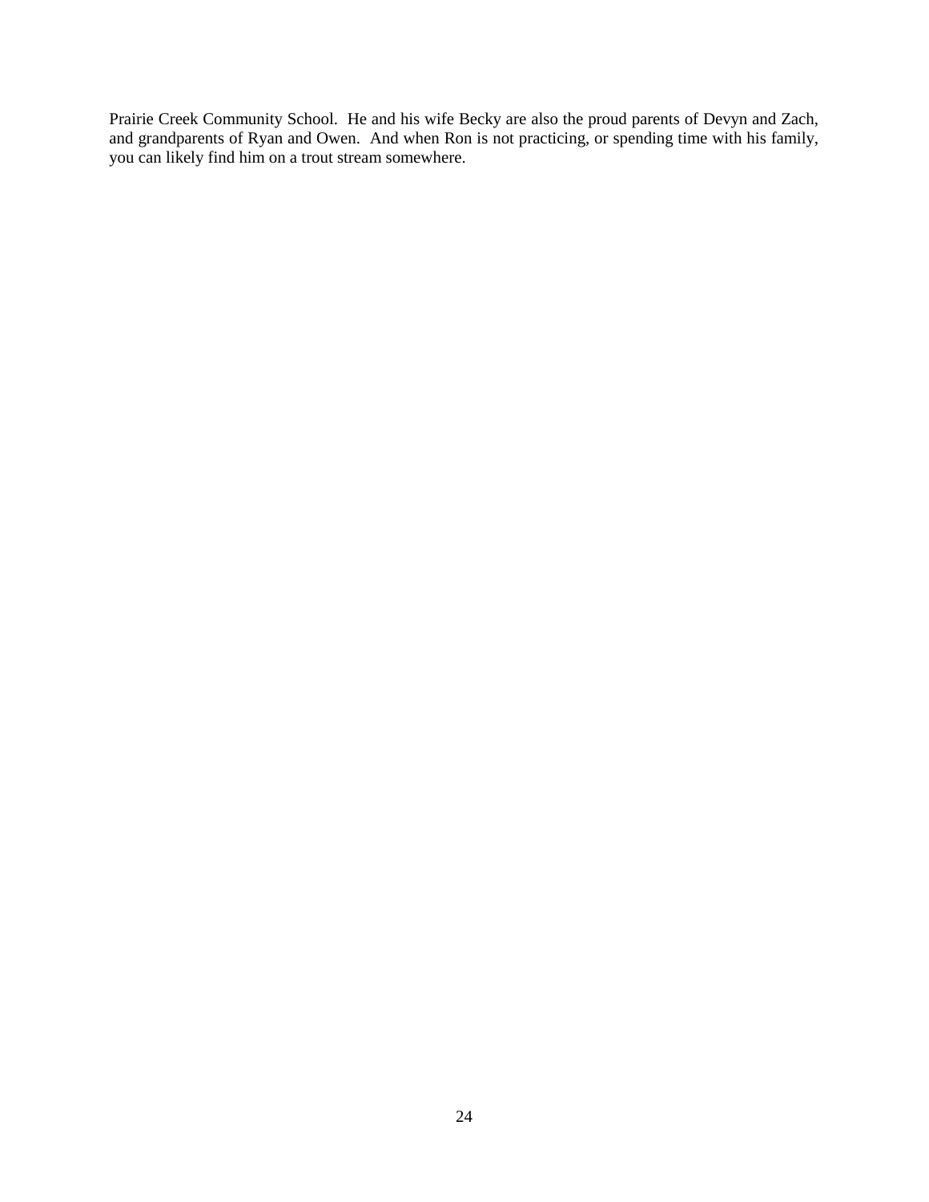Prairie Creek Community School. He and his wife Becky are also the proud parents of Devyn and Zach, and grandparents of Ryan and Owen. And when Ron is not practicing, or spending time with his family, you can likely find him on a trout stream somewhere.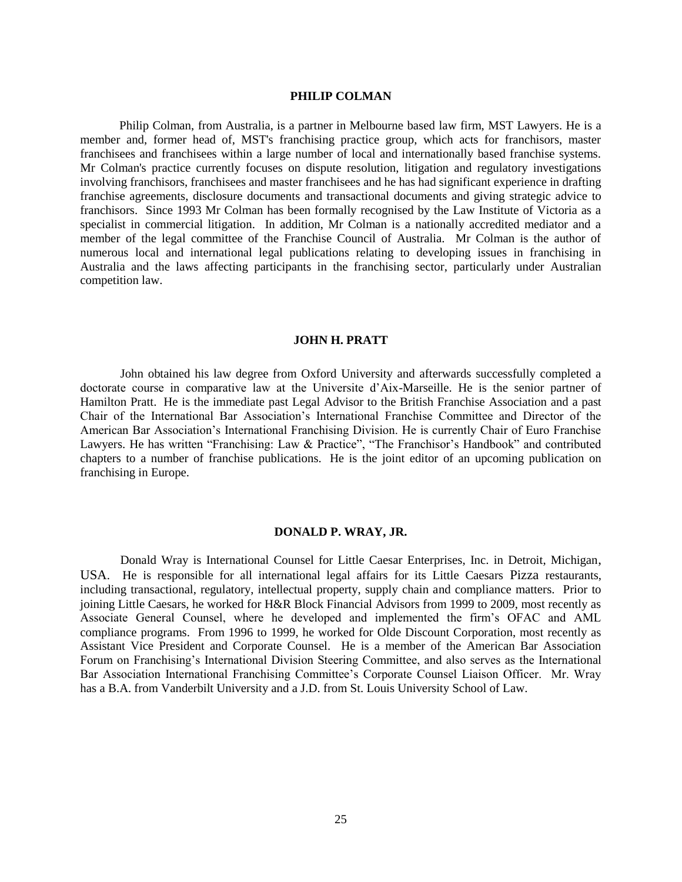## PHILIP COLMAN

Philip Colman, from Australia, is a partner in Melbourne based law firm, MST Lawyers. He is a member and, former head of, MST's franchising practice group, which acts for franchisors, master franchisees and franchisees within a large number of local and internationally based franchise systems. Mr Colman's practice currently focuses on dispute resolution, litigation and regulatory investigations involving franchisors, franchisees and master franchisees and he has had significant experience in drafting franchise agreements, disclosure documents and transactional documents and giving strategic advice to franchisors. Since 1993 Mr Colman has been formally recognised by the Law Institute of Victoria as a specialist in commercial litigation. In addition, Mr Colman is a nationally accredited mediator and a member of the legal committee of the Franchise Council of Australia. Mr Colman is the author of numerous local and international legal publications relating to developing issues in franchising in Australia and the laws affecting participants in the franchising sector, particularly under Australian competition law.

## JOHN H. PRATT

John obtained his law degree from Oxford University and afterwards successfully completed a doctorate course in comparative law at the Universite d'Aix-Marseille. He is the senior partner of Hamilton Pratt. He is the immediate past Legal Advisor to the British Franchise Association and a past Chair of the International Bar Association's International Franchise Committee and Director of the American Bar Association's International Franchising Division. He is currently Chair of Euro Franchise Lawyers. He has written "Franchising: Law & Practice", "The Franchisor's Handbook" and contributed chapters to a number of franchise publications. He is the joint editor of an upcoming publication on franchising in Europe.

## DONALD P. WRAY, JR.

Donald Wray is International Counsel for Little Caesar Enterprises, Inc. in Detroit, Michigan, USA. He is responsible for all international legal affairs for its Little Caesars Pizza restaurants, including transactional, regulatory, intellectual property, supply chain and compliance matters. Prior to joining Little Caesars, he worked for H&R Block Financial Advisors from 1999 to 2009, most recently as Associate General Counsel, where he developed and implemented the firm's OFAC and AML compliance programs. From 1996 to 1999, he worked for Olde Discount Corporation, most recently as Assistant Vice President and Corporate Counsel. He is a member of the American Bar Association Forum on Franchising's International Division Steering Committee, and also serves as the International Bar Association International Franchising Committee's Corporate Counsel Liaison Officer. Mr. Wray has a B.A. from Vanderbilt University and a J.D. from St. Louis University School of Law.